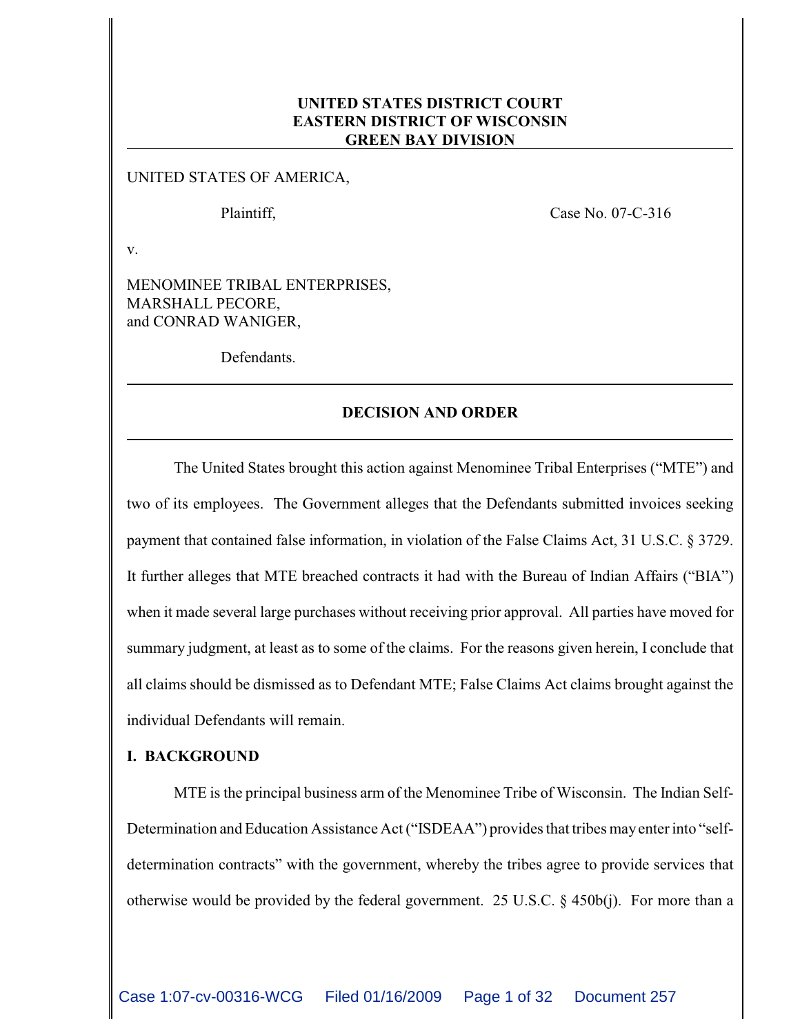**UNITED STATES DISTRICT COURT**
**EASTERN DISTRICT OF WISCONSIN**
**GREEN BAY DIVISION**

---

UNITED STATES OF AMERICA,

Plaintiff,

Case No. 07-C-316

v.

MENOMINEE TRIBAL ENTERPRISES,
MARSHALL PECORE,
and CONRAD WANIGER,

Defendants.

---

**DECISION AND ORDER**

---

The United States brought this action against Menominee Tribal Enterprises ("MTE") and two of its employees. The Government alleges that the Defendants submitted invoices seeking payment that contained false information, in violation of the False Claims Act, 31 U.S.C. § 3729. It further alleges that MTE breached contracts it had with the Bureau of Indian Affairs ("BIA") when it made several large purchases without receiving prior approval. All parties have moved for summary judgment, at least as to some of the claims. For the reasons given herein, I conclude that all claims should be dismissed as to Defendant MTE; False Claims Act claims brought against the individual Defendants will remain.

## I. BACKGROUND

MTE is the principal business arm of the Menominee Tribe of Wisconsin. The Indian Self-Determination and Education Assistance Act ("ISDEAA") provides that tribes may enter into "self-determination contracts" with the government, whereby the tribes agree to provide services that otherwise would be provided by the federal government. 25 U.S.C. § 450b(j). For more than a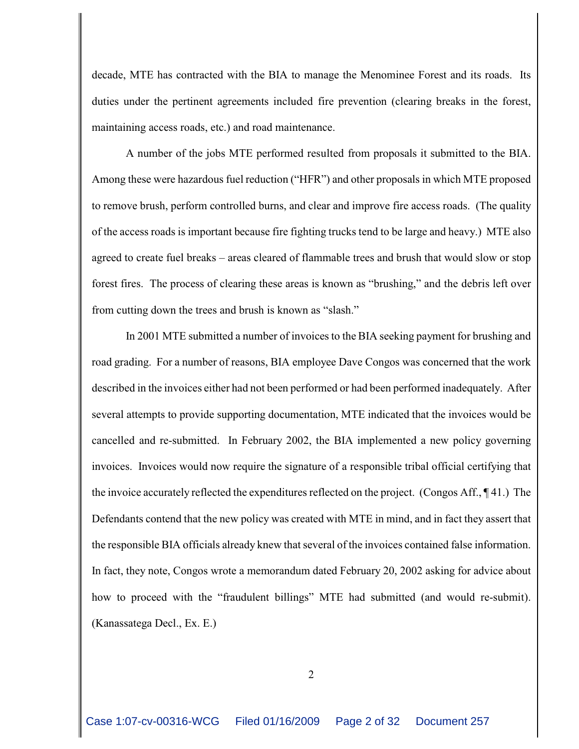decade, MTE has contracted with the BIA to manage the Menominee Forest and its roads. Its duties under the pertinent agreements included fire prevention (clearing breaks in the forest, maintaining access roads, etc.) and road maintenance.

A number of the jobs MTE performed resulted from proposals it submitted to the BIA. Among these were hazardous fuel reduction ("HFR") and other proposals in which MTE proposed to remove brush, perform controlled burns, and clear and improve fire access roads. (The quality of the access roads is important because fire fighting trucks tend to be large and heavy.) MTE also agreed to create fuel breaks – areas cleared of flammable trees and brush that would slow or stop forest fires. The process of clearing these areas is known as "brushing," and the debris left over from cutting down the trees and brush is known as "slash."

In 2001 MTE submitted a number of invoices to the BIA seeking payment for brushing and road grading. For a number of reasons, BIA employee Dave Congos was concerned that the work described in the invoices either had not been performed or had been performed inadequately. After several attempts to provide supporting documentation, MTE indicated that the invoices would be cancelled and re-submitted. In February 2002, the BIA implemented a new policy governing invoices. Invoices would now require the signature of a responsible tribal official certifying that the invoice accurately reflected the expenditures reflected on the project. (Congos Aff., ¶ 41.) The Defendants contend that the new policy was created with MTE in mind, and in fact they assert that the responsible BIA officials already knew that several of the invoices contained false information. In fact, they note, Congos wrote a memorandum dated February 20, 2002 asking for advice about how to proceed with the "fraudulent billings" MTE had submitted (and would re-submit). (Kanassatega Decl., Ex. E.)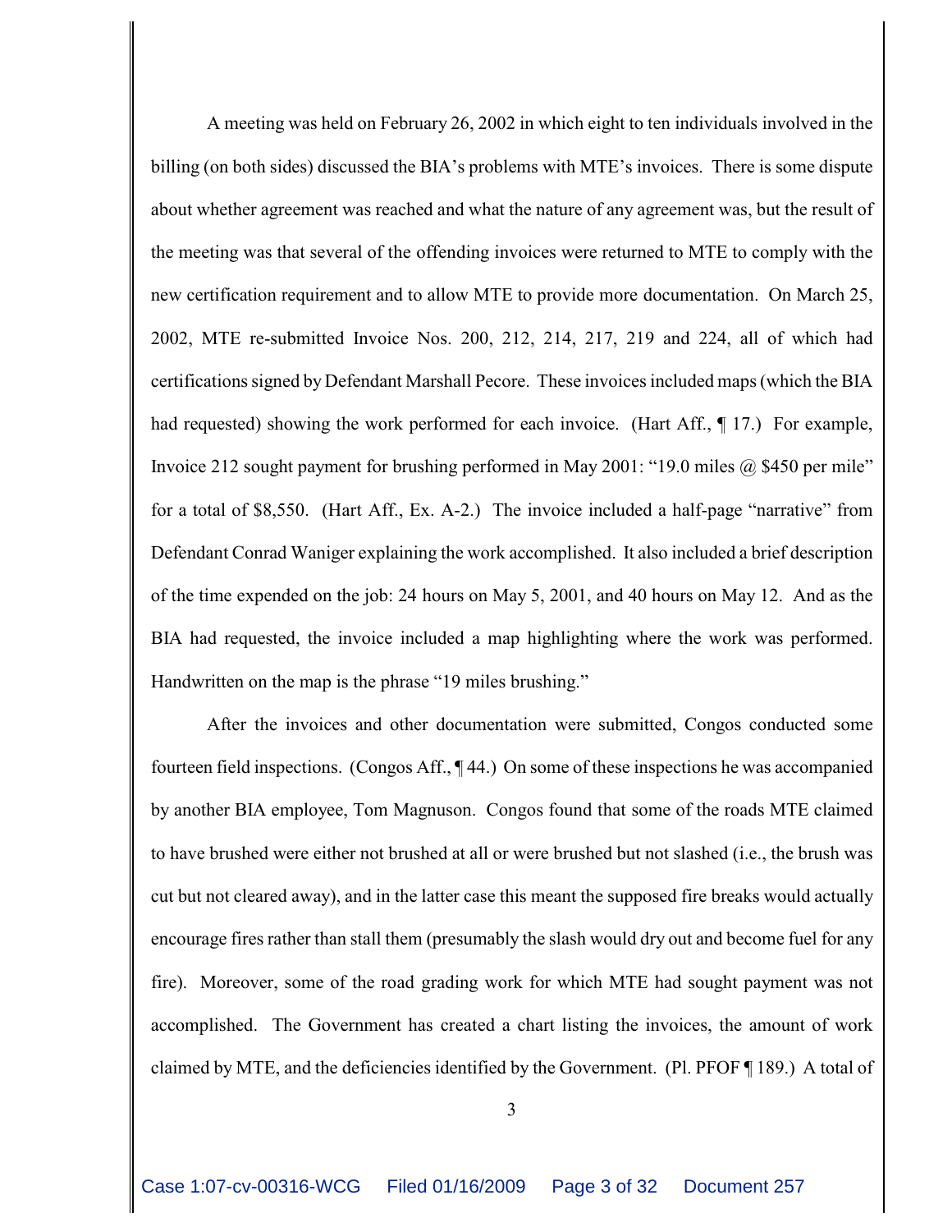A meeting was held on February 26, 2002 in which eight to ten individuals involved in the billing (on both sides) discussed the BIA's problems with MTE's invoices. There is some dispute about whether agreement was reached and what the nature of any agreement was, but the result of the meeting was that several of the offending invoices were returned to MTE to comply with the new certification requirement and to allow MTE to provide more documentation. On March 25, 2002, MTE re-submitted Invoice Nos. 200, 212, 214, 217, 219 and 224, all of which had certifications signed by Defendant Marshall Pecore. These invoices included maps (which the BIA had requested) showing the work performed for each invoice. (Hart Aff., ¶ 17.) For example, Invoice 212 sought payment for brushing performed in May 2001: "19.0 miles @ $450 per mile" for a total of $8,550. (Hart Aff., Ex. A-2.) The invoice included a half-page "narrative" from Defendant Conrad Waniger explaining the work accomplished. It also included a brief description of the time expended on the job: 24 hours on May 5, 2001, and 40 hours on May 12. And as the BIA had requested, the invoice included a map highlighting where the work was performed. Handwritten on the map is the phrase "19 miles brushing."

After the invoices and other documentation were submitted, Congos conducted some fourteen field inspections. (Congos Aff., ¶ 44.) On some of these inspections he was accompanied by another BIA employee, Tom Magnuson. Congos found that some of the roads MTE claimed to have brushed were either not brushed at all or were brushed but not slashed (i.e., the brush was cut but not cleared away), and in the latter case this meant the supposed fire breaks would actually encourage fires rather than stall them (presumably the slash would dry out and become fuel for any fire). Moreover, some of the road grading work for which MTE had sought payment was not accomplished. The Government has created a chart listing the invoices, the amount of work claimed by MTE, and the deficiencies identified by the Government. (Pl. PFOF ¶ 189.) A total of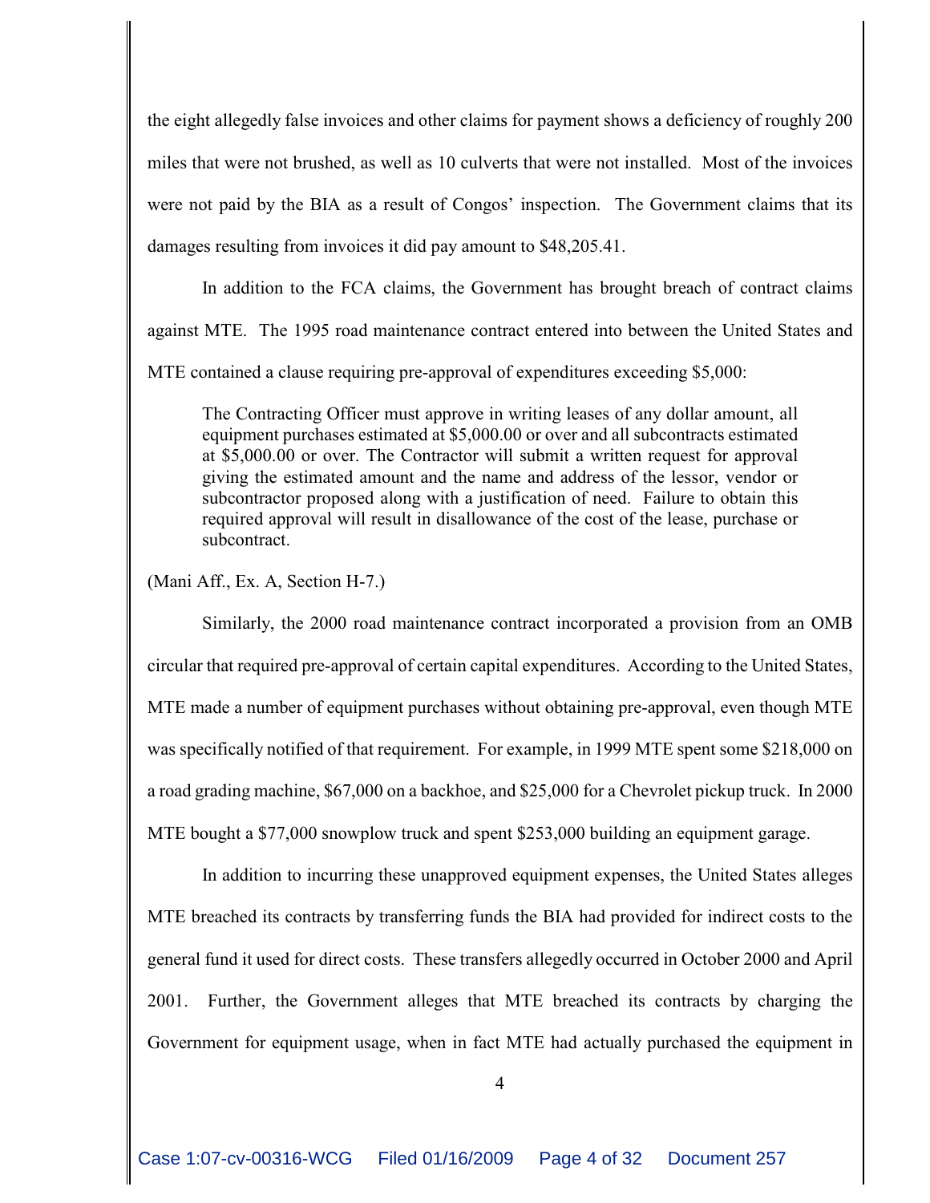the eight allegedly false invoices and other claims for payment shows a deficiency of roughly 200 miles that were not brushed, as well as 10 culverts that were not installed. Most of the invoices were not paid by the BIA as a result of Congos' inspection. The Government claims that its damages resulting from invoices it did pay amount to $48,205.41.

In addition to the FCA claims, the Government has brought breach of contract claims against MTE. The 1995 road maintenance contract entered into between the United States and MTE contained a clause requiring pre-approval of expenditures exceeding $5,000:

> The Contracting Officer must approve in writing leases of any dollar amount, all equipment purchases estimated at $5,000.00 or over and all subcontracts estimated at $5,000.00 or over. The Contractor will submit a written request for approval giving the estimated amount and the name and address of the lessor, vendor or subcontractor proposed along with a justification of need. Failure to obtain this required approval will result in disallowance of the cost of the lease, purchase or subcontract.

(Mani Aff., Ex. A, Section H-7.)

Similarly, the 2000 road maintenance contract incorporated a provision from an OMB circular that required pre-approval of certain capital expenditures. According to the United States, MTE made a number of equipment purchases without obtaining pre-approval, even though MTE was specifically notified of that requirement. For example, in 1999 MTE spent some $218,000 on a road grading machine, $67,000 on a backhoe, and $25,000 for a Chevrolet pickup truck. In 2000 MTE bought a $77,000 snowplow truck and spent $253,000 building an equipment garage.

In addition to incurring these unapproved equipment expenses, the United States alleges MTE breached its contracts by transferring funds the BIA had provided for indirect costs to the general fund it used for direct costs. These transfers allegedly occurred in October 2000 and April 2001. Further, the Government alleges that MTE breached its contracts by charging the Government for equipment usage, when in fact MTE had actually purchased the equipment in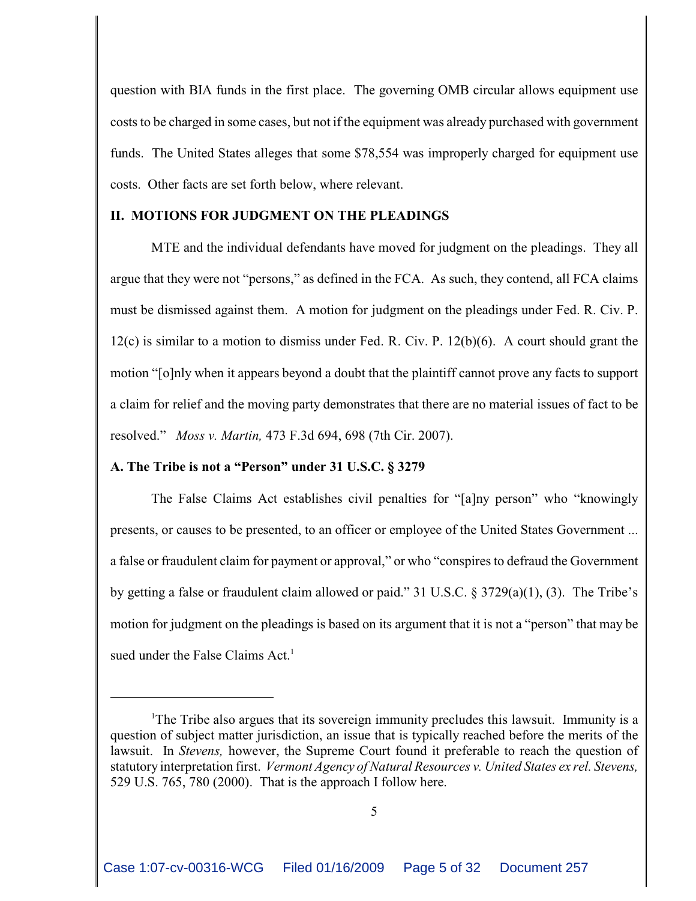question with BIA funds in the first place. The governing OMB circular allows equipment use costs to be charged in some cases, but not if the equipment was already purchased with government funds. The United States alleges that some $78,554 was improperly charged for equipment use costs. Other facts are set forth below, where relevant.

## II. MOTIONS FOR JUDGMENT ON THE PLEADINGS

MTE and the individual defendants have moved for judgment on the pleadings. They all argue that they were not "persons," as defined in the FCA. As such, they contend, all FCA claims must be dismissed against them. A motion for judgment on the pleadings under Fed. R. Civ. P. 12(c) is similar to a motion to dismiss under Fed. R. Civ. P. 12(b)(6). A court should grant the motion "[o]nly when it appears beyond a doubt that the plaintiff cannot prove any facts to support a claim for relief and the moving party demonstrates that there are no material issues of fact to be resolved." *Moss v. Martin,* 473 F.3d 694, 698 (7th Cir. 2007).

### A. The Tribe is not a "Person" under 31 U.S.C. § 3279

The False Claims Act establishes civil penalties for "[a]ny person" who "knowingly presents, or causes to be presented, to an officer or employee of the United States Government ... a false or fraudulent claim for payment or approval," or who "conspires to defraud the Government by getting a false or fraudulent claim allowed or paid." 31 U.S.C. § 3729(a)(1), (3). The Tribe's motion for judgment on the pleadings is based on its argument that it is not a "person" that may be sued under the False Claims Act.[1]

---

[1]The Tribe also argues that its sovereign immunity precludes this lawsuit. Immunity is a question of subject matter jurisdiction, an issue that is typically reached before the merits of the lawsuit. In *Stevens,* however, the Supreme Court found it preferable to reach the question of statutory interpretation first. *Vermont Agency of Natural Resources v. United States ex rel. Stevens,* 529 U.S. 765, 780 (2000). That is the approach I follow here.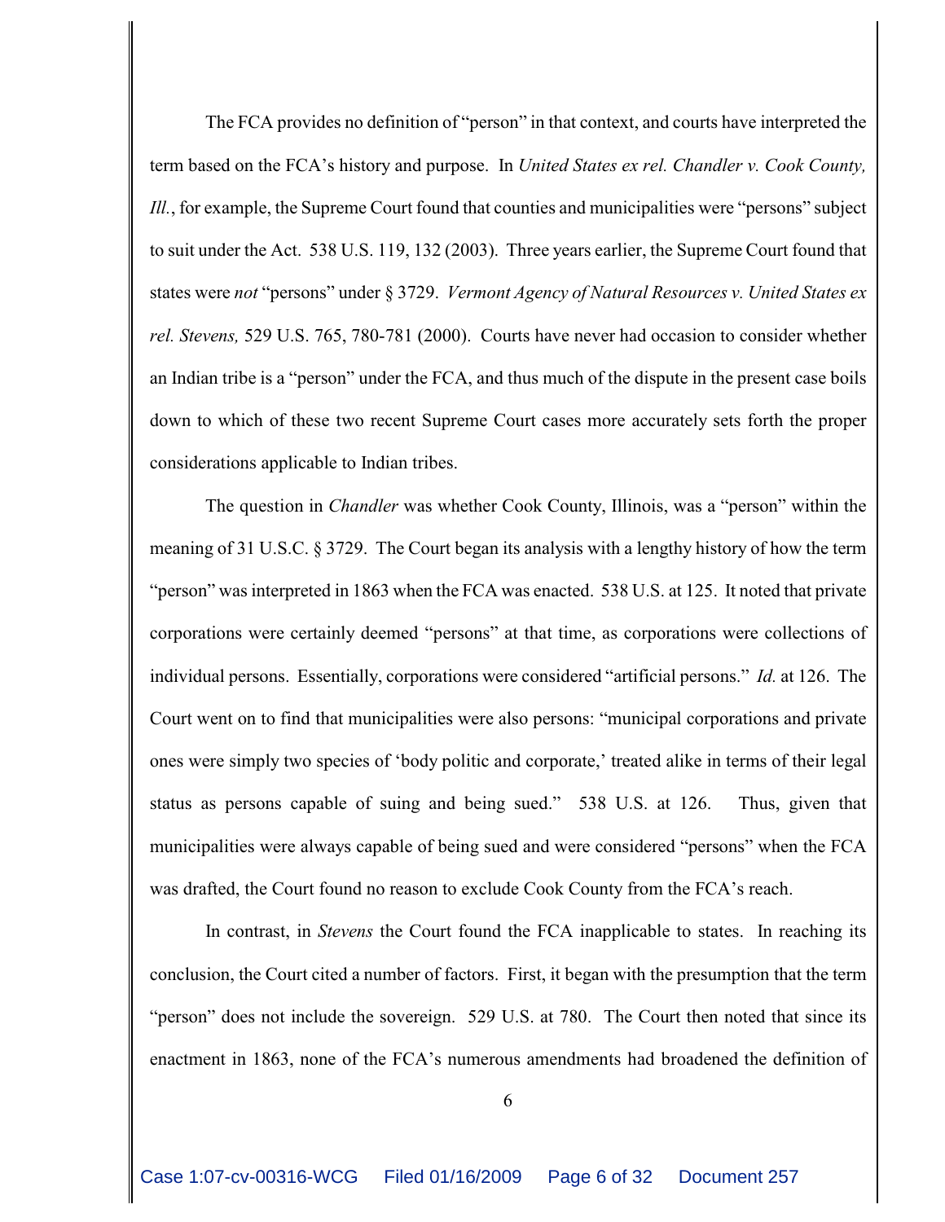The FCA provides no definition of "person" in that context, and courts have interpreted the term based on the FCA's history and purpose. In *United States ex rel. Chandler v. Cook County, Ill.*, for example, the Supreme Court found that counties and municipalities were "persons" subject to suit under the Act. 538 U.S. 119, 132 (2003). Three years earlier, the Supreme Court found that states were *not* "persons" under § 3729. *Vermont Agency of Natural Resources v. United States ex rel. Stevens,* 529 U.S. 765, 780-781 (2000). Courts have never had occasion to consider whether an Indian tribe is a "person" under the FCA, and thus much of the dispute in the present case boils down to which of these two recent Supreme Court cases more accurately sets forth the proper considerations applicable to Indian tribes.

The question in *Chandler* was whether Cook County, Illinois, was a "person" within the meaning of 31 U.S.C. § 3729. The Court began its analysis with a lengthy history of how the term "person" was interpreted in 1863 when the FCA was enacted. 538 U.S. at 125. It noted that private corporations were certainly deemed "persons" at that time, as corporations were collections of individual persons. Essentially, corporations were considered "artificial persons." *Id.* at 126. The Court went on to find that municipalities were also persons: "municipal corporations and private ones were simply two species of 'body politic and corporate,' treated alike in terms of their legal status as persons capable of suing and being sued." 538 U.S. at 126. Thus, given that municipalities were always capable of being sued and were considered "persons" when the FCA was drafted, the Court found no reason to exclude Cook County from the FCA's reach.

In contrast, in *Stevens* the Court found the FCA inapplicable to states. In reaching its conclusion, the Court cited a number of factors. First, it began with the presumption that the term "person" does not include the sovereign. 529 U.S. at 780. The Court then noted that since its enactment in 1863, none of the FCA's numerous amendments had broadened the definition of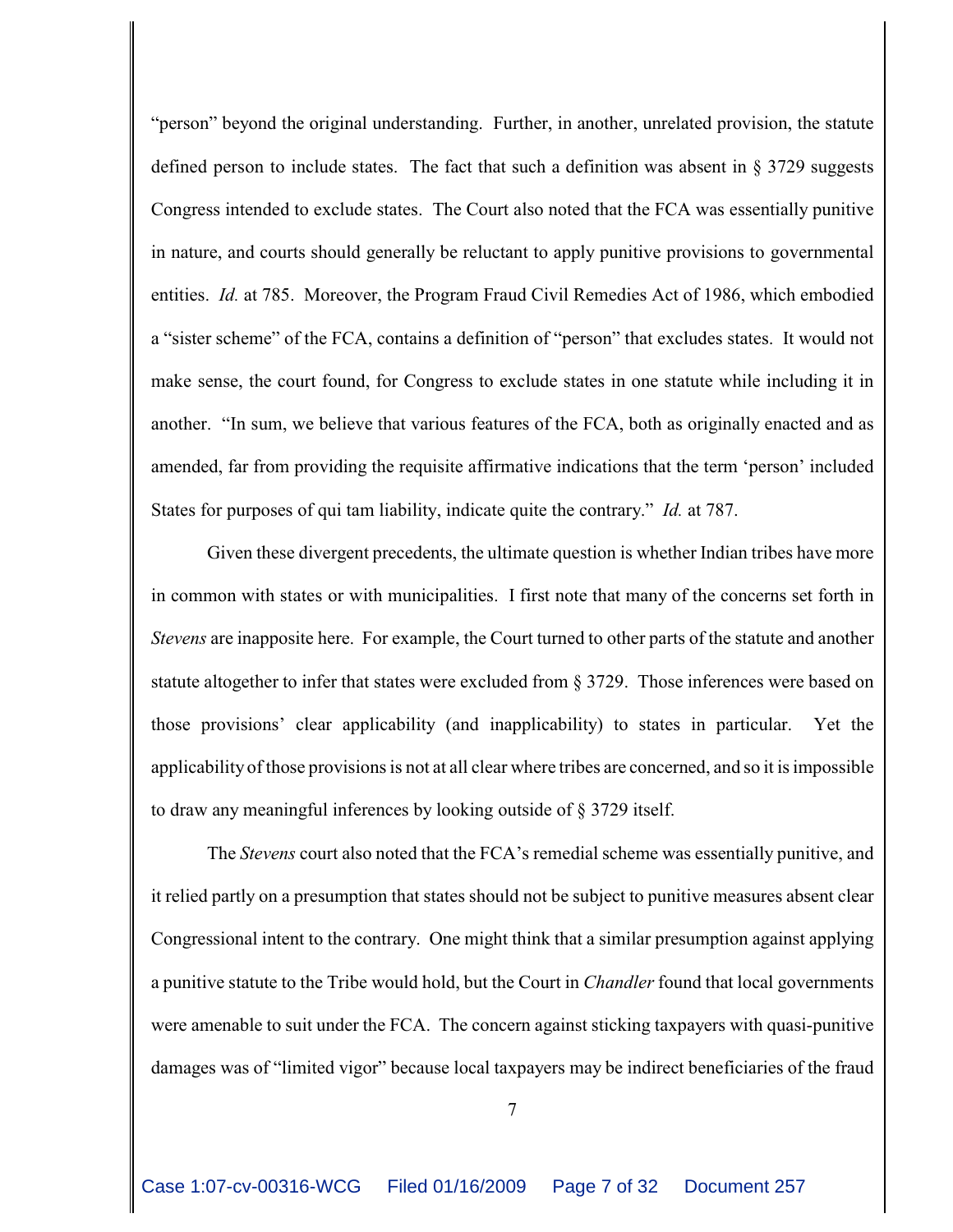"person" beyond the original understanding. Further, in another, unrelated provision, the statute defined person to include states. The fact that such a definition was absent in § 3729 suggests Congress intended to exclude states. The Court also noted that the FCA was essentially punitive in nature, and courts should generally be reluctant to apply punitive provisions to governmental entities. *Id.* at 785. Moreover, the Program Fraud Civil Remedies Act of 1986, which embodied a "sister scheme" of the FCA, contains a definition of "person" that excludes states. It would not make sense, the court found, for Congress to exclude states in one statute while including it in another. "In sum, we believe that various features of the FCA, both as originally enacted and as amended, far from providing the requisite affirmative indications that the term 'person' included States for purposes of qui tam liability, indicate quite the contrary." *Id.* at 787.

Given these divergent precedents, the ultimate question is whether Indian tribes have more in common with states or with municipalities. I first note that many of the concerns set forth in *Stevens* are inapposite here. For example, the Court turned to other parts of the statute and another statute altogether to infer that states were excluded from § 3729. Those inferences were based on those provisions' clear applicability (and inapplicability) to states in particular. Yet the applicability of those provisions is not at all clear where tribes are concerned, and so it is impossible to draw any meaningful inferences by looking outside of § 3729 itself.

The *Stevens* court also noted that the FCA's remedial scheme was essentially punitive, and it relied partly on a presumption that states should not be subject to punitive measures absent clear Congressional intent to the contrary. One might think that a similar presumption against applying a punitive statute to the Tribe would hold, but the Court in *Chandler* found that local governments were amenable to suit under the FCA. The concern against sticking taxpayers with quasi-punitive damages was of "limited vigor" because local taxpayers may be indirect beneficiaries of the fraud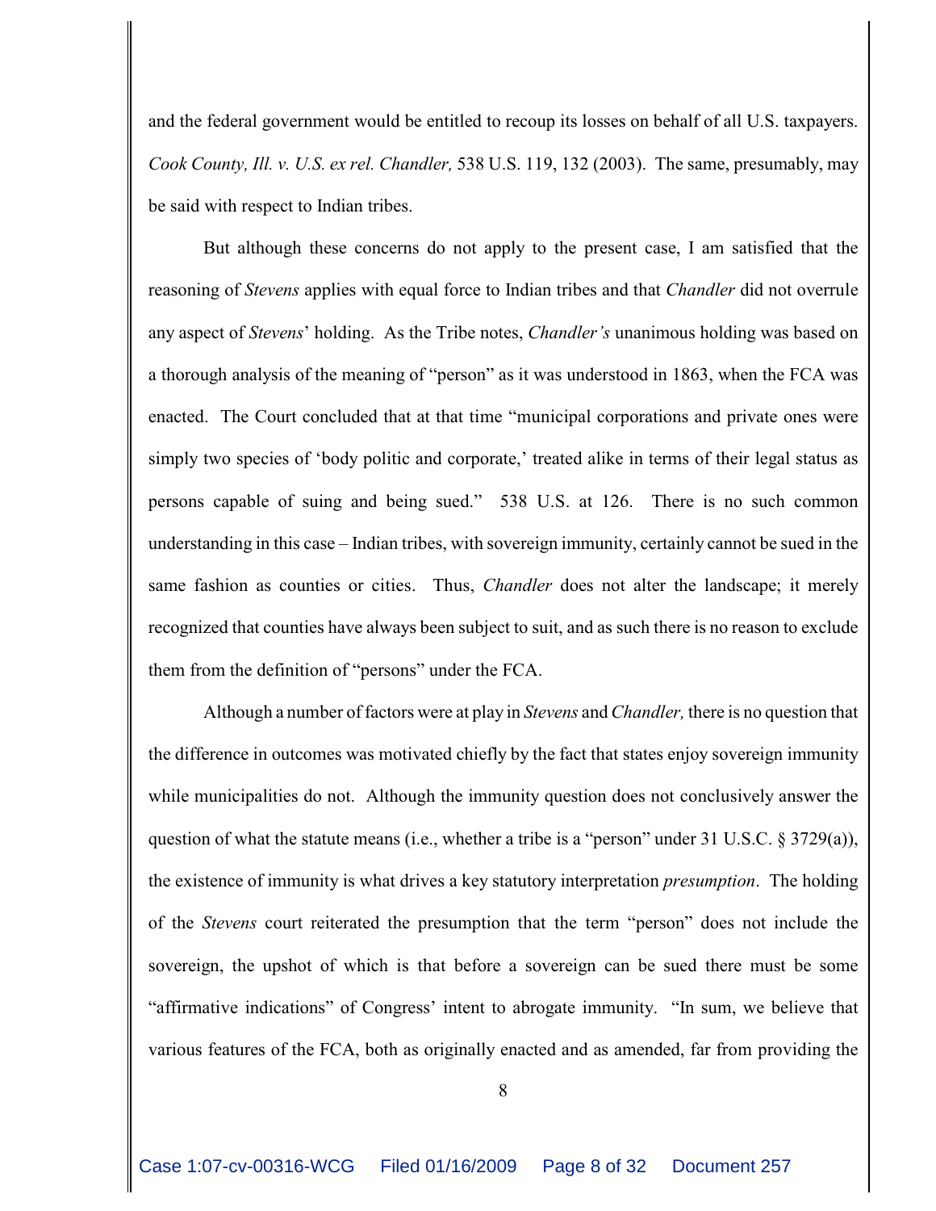and the federal government would be entitled to recoup its losses on behalf of all U.S. taxpayers. *Cook County, Ill. v. U.S. ex rel. Chandler,* 538 U.S. 119, 132 (2003). The same, presumably, may be said with respect to Indian tribes.

But although these concerns do not apply to the present case, I am satisfied that the reasoning of *Stevens* applies with equal force to Indian tribes and that *Chandler* did not overrule any aspect of *Stevens*' holding. As the Tribe notes, *Chandler's* unanimous holding was based on a thorough analysis of the meaning of "person" as it was understood in 1863, when the FCA was enacted. The Court concluded that at that time "municipal corporations and private ones were simply two species of 'body politic and corporate,' treated alike in terms of their legal status as persons capable of suing and being sued." 538 U.S. at 126. There is no such common understanding in this case – Indian tribes, with sovereign immunity, certainly cannot be sued in the same fashion as counties or cities. Thus, *Chandler* does not alter the landscape; it merely recognized that counties have always been subject to suit, and as such there is no reason to exclude them from the definition of "persons" under the FCA.

Although a number of factors were at play in *Stevens* and *Chandler,* there is no question that the difference in outcomes was motivated chiefly by the fact that states enjoy sovereign immunity while municipalities do not. Although the immunity question does not conclusively answer the question of what the statute means (i.e., whether a tribe is a "person" under 31 U.S.C. § 3729(a)), the existence of immunity is what drives a key statutory interpretation *presumption*. The holding of the *Stevens* court reiterated the presumption that the term "person" does not include the sovereign, the upshot of which is that before a sovereign can be sued there must be some "affirmative indications" of Congress' intent to abrogate immunity. "In sum, we believe that various features of the FCA, both as originally enacted and as amended, far from providing the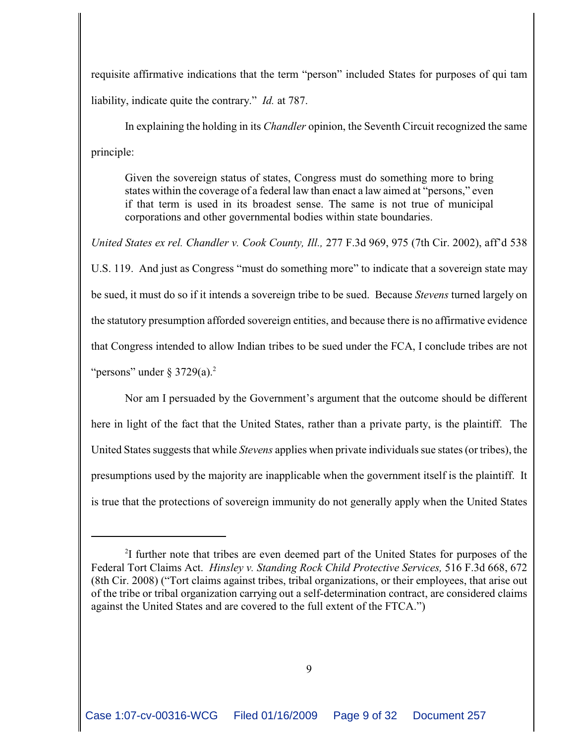requisite affirmative indications that the term "person" included States for purposes of qui tam liability, indicate quite the contrary." *Id.* at 787.

In explaining the holding in its *Chandler* opinion, the Seventh Circuit recognized the same principle:

> Given the sovereign status of states, Congress must do something more to bring states within the coverage of a federal law than enact a law aimed at "persons," even if that term is used in its broadest sense. The same is not true of municipal corporations and other governmental bodies within state boundaries.

*United States ex rel. Chandler v. Cook County, Ill.,* 277 F.3d 969, 975 (7th Cir. 2002), aff'd 538 U.S. 119. And just as Congress "must do something more" to indicate that a sovereign state may be sued, it must do so if it intends a sovereign tribe to be sued. Because *Stevens* turned largely on the statutory presumption afforded sovereign entities, and because there is no affirmative evidence that Congress intended to allow Indian tribes to be sued under the FCA, I conclude tribes are not "persons" under § 3729(a).[2]

Nor am I persuaded by the Government's argument that the outcome should be different here in light of the fact that the United States, rather than a private party, is the plaintiff. The United States suggests that while *Stevens* applies when private individuals sue states (or tribes), the presumptions used by the majority are inapplicable when the government itself is the plaintiff. It is true that the protections of sovereign immunity do not generally apply when the United States

---

[2] I further note that tribes are even deemed part of the United States for purposes of the Federal Tort Claims Act. *Hinsley v. Standing Rock Child Protective Services,* 516 F.3d 668, 672 (8th Cir. 2008) ("Tort claims against tribes, tribal organizations, or their employees, that arise out of the tribe or tribal organization carrying out a self-determination contract, are considered claims against the United States and are covered to the full extent of the FTCA.")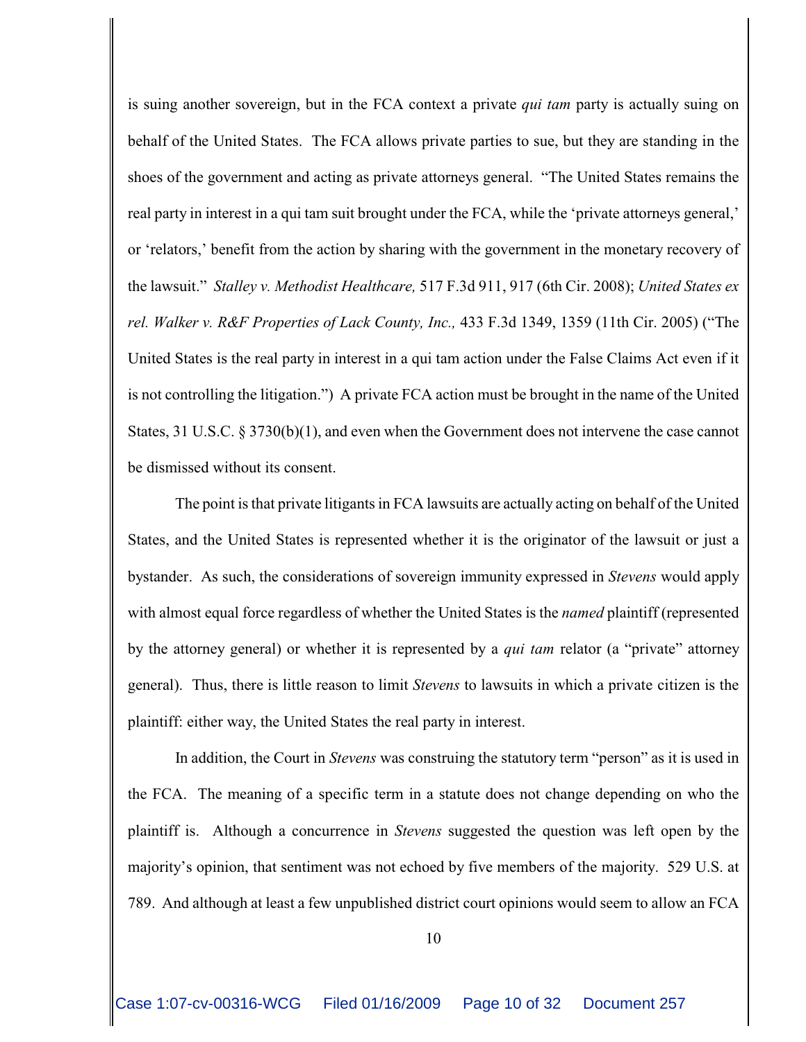is suing another sovereign, but in the FCA context a private *qui tam* party is actually suing on behalf of the United States. The FCA allows private parties to sue, but they are standing in the shoes of the government and acting as private attorneys general. "The United States remains the real party in interest in a qui tam suit brought under the FCA, while the 'private attorneys general,' or 'relators,' benefit from the action by sharing with the government in the monetary recovery of the lawsuit." *Stalley v. Methodist Healthcare,* 517 F.3d 911, 917 (6th Cir. 2008); *United States ex rel. Walker v. R&F Properties of Lack County, Inc.,* 433 F.3d 1349, 1359 (11th Cir. 2005) ("The United States is the real party in interest in a qui tam action under the False Claims Act even if it is not controlling the litigation.") A private FCA action must be brought in the name of the United States, 31 U.S.C. § 3730(b)(1), and even when the Government does not intervene the case cannot be dismissed without its consent.

The point is that private litigants in FCA lawsuits are actually acting on behalf of the United States, and the United States is represented whether it is the originator of the lawsuit or just a bystander. As such, the considerations of sovereign immunity expressed in *Stevens* would apply with almost equal force regardless of whether the United States is the *named* plaintiff (represented by the attorney general) or whether it is represented by a *qui tam* relator (a "private" attorney general). Thus, there is little reason to limit *Stevens* to lawsuits in which a private citizen is the plaintiff: either way, the United States the real party in interest.

In addition, the Court in *Stevens* was construing the statutory term "person" as it is used in the FCA. The meaning of a specific term in a statute does not change depending on who the plaintiff is. Although a concurrence in *Stevens* suggested the question was left open by the majority's opinion, that sentiment was not echoed by five members of the majority. 529 U.S. at 789. And although at least a few unpublished district court opinions would seem to allow an FCA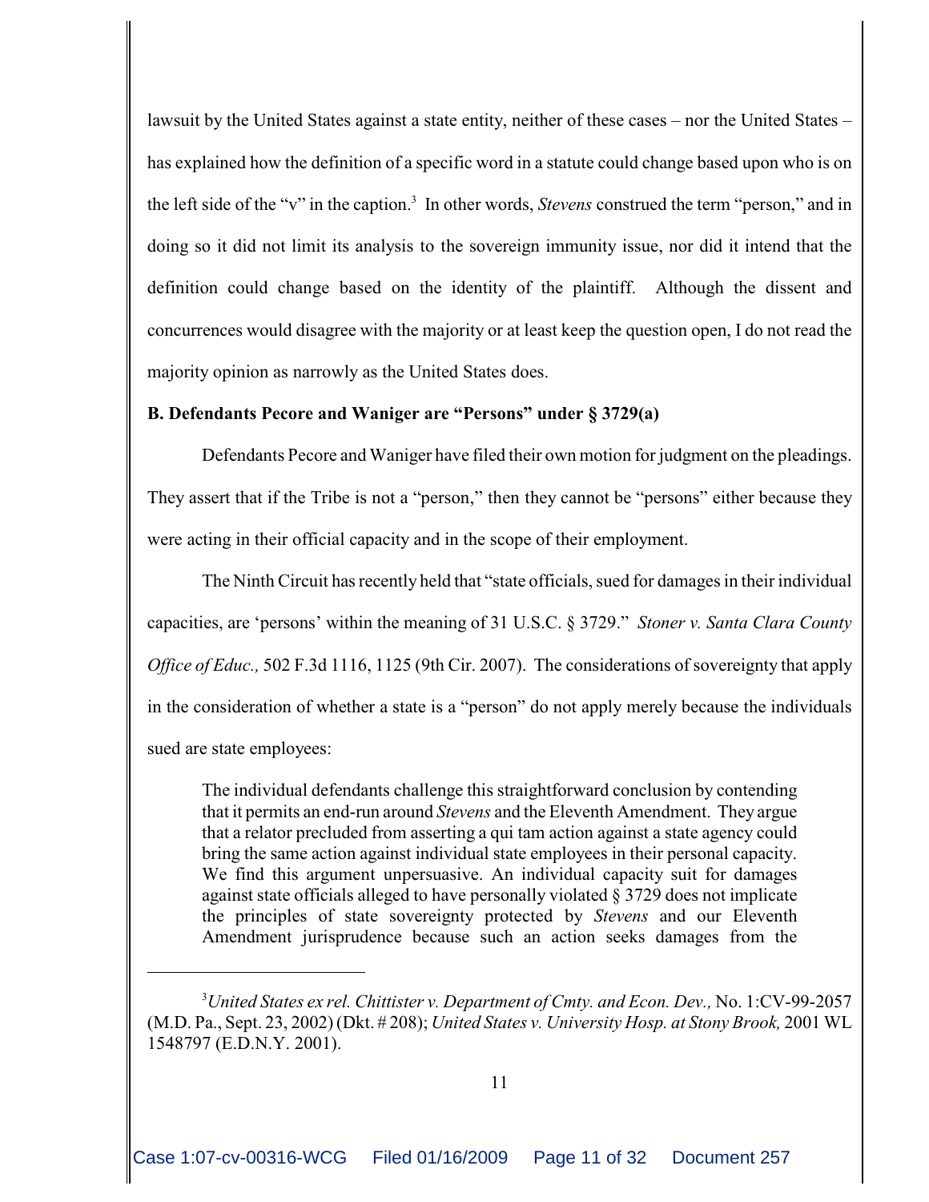lawsuit by the United States against a state entity, neither of these cases – nor the United States – has explained how the definition of a specific word in a statute could change based upon who is on the left side of the "v" in the caption.[3] In other words, *Stevens* construed the term "person," and in doing so it did not limit its analysis to the sovereign immunity issue, nor did it intend that the definition could change based on the identity of the plaintiff. Although the dissent and concurrences would disagree with the majority or at least keep the question open, I do not read the majority opinion as narrowly as the United States does.

**B. Defendants Pecore and Waniger are "Persons" under § 3729(a)**

Defendants Pecore and Waniger have filed their own motion for judgment on the pleadings. They assert that if the Tribe is not a "person," then they cannot be "persons" either because they were acting in their official capacity and in the scope of their employment.

The Ninth Circuit has recently held that "state officials, sued for damages in their individual capacities, are 'persons' within the meaning of 31 U.S.C. § 3729." *Stoner v. Santa Clara County Office of Educ.,* 502 F.3d 1116, 1125 (9th Cir. 2007). The considerations of sovereignty that apply in the consideration of whether a state is a "person" do not apply merely because the individuals sued are state employees:

> The individual defendants challenge this straightforward conclusion by contending that it permits an end-run around *Stevens* and the Eleventh Amendment. They argue that a relator precluded from asserting a qui tam action against a state agency could bring the same action against individual state employees in their personal capacity. We find this argument unpersuasive. An individual capacity suit for damages against state officials alleged to have personally violated § 3729 does not implicate the principles of state sovereignty protected by *Stevens* and our Eleventh Amendment jurisprudence because such an action seeks damages from the

---

[3] *United States ex rel. Chittister v. Department of Cmty. and Econ. Dev.,* No. 1:CV-99-2057 (M.D. Pa., Sept. 23, 2002) (Dkt. # 208); *United States v. University Hosp. at Stony Brook,* 2001 WL 1548797 (E.D.N.Y. 2001).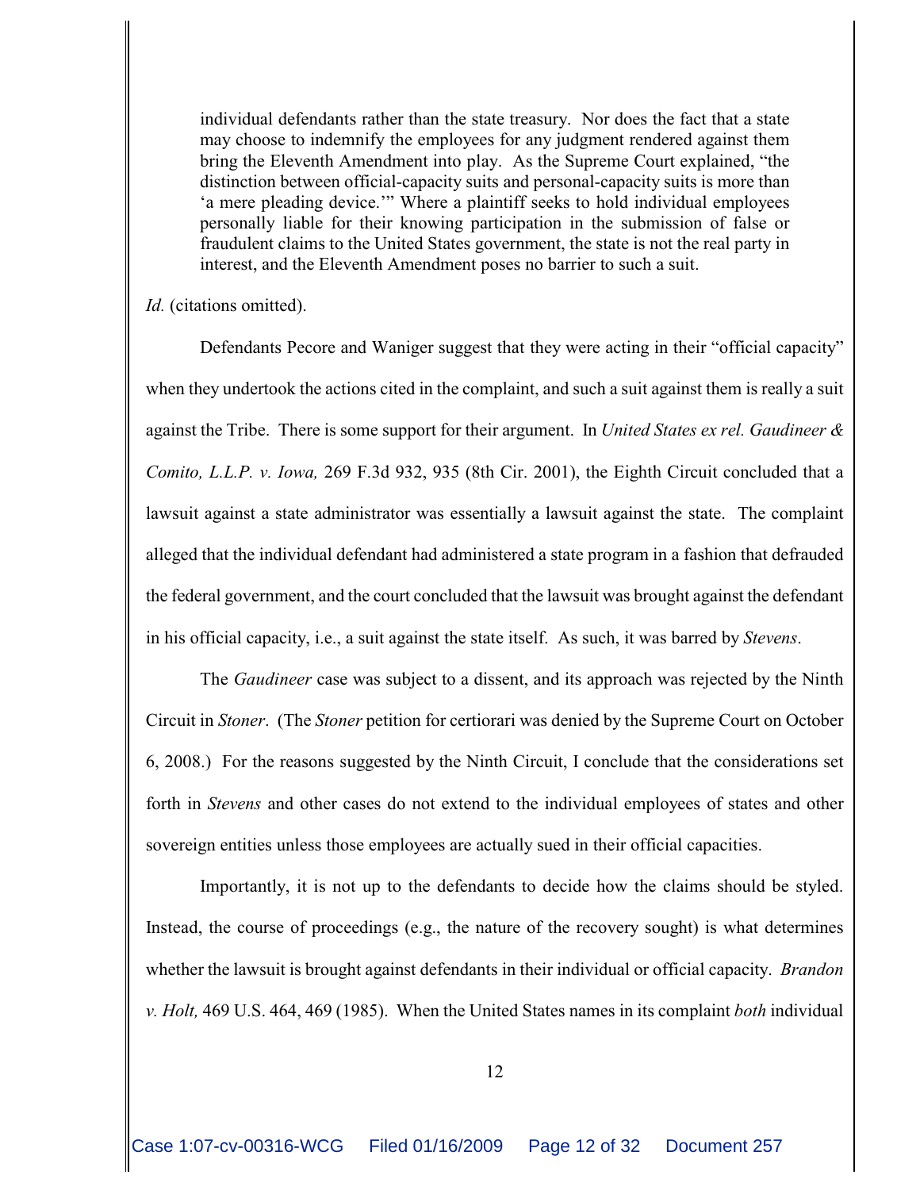> individual defendants rather than the state treasury. Nor does the fact that a state may choose to indemnify the employees for any judgment rendered against them bring the Eleventh Amendment into play. As the Supreme Court explained, "the distinction between official-capacity suits and personal-capacity suits is more than 'a mere pleading device.'" Where a plaintiff seeks to hold individual employees personally liable for their knowing participation in the submission of false or fraudulent claims to the United States government, the state is not the real party in interest, and the Eleventh Amendment poses no barrier to such a suit.

*Id.* (citations omitted).

Defendants Pecore and Waniger suggest that they were acting in their "official capacity" when they undertook the actions cited in the complaint, and such a suit against them is really a suit against the Tribe. There is some support for their argument. In *United States ex rel. Gaudineer & Comito, L.L.P. v. Iowa,* 269 F.3d 932, 935 (8th Cir. 2001), the Eighth Circuit concluded that a lawsuit against a state administrator was essentially a lawsuit against the state. The complaint alleged that the individual defendant had administered a state program in a fashion that defrauded the federal government, and the court concluded that the lawsuit was brought against the defendant in his official capacity, i.e., a suit against the state itself. As such, it was barred by *Stevens*.

The *Gaudineer* case was subject to a dissent, and its approach was rejected by the Ninth Circuit in *Stoner*. (The *Stoner* petition for certiorari was denied by the Supreme Court on October 6, 2008.) For the reasons suggested by the Ninth Circuit, I conclude that the considerations set forth in *Stevens* and other cases do not extend to the individual employees of states and other sovereign entities unless those employees are actually sued in their official capacities.

Importantly, it is not up to the defendants to decide how the claims should be styled. Instead, the course of proceedings (e.g., the nature of the recovery sought) is what determines whether the lawsuit is brought against defendants in their individual or official capacity. *Brandon v. Holt,* 469 U.S. 464, 469 (1985). When the United States names in its complaint *both* individual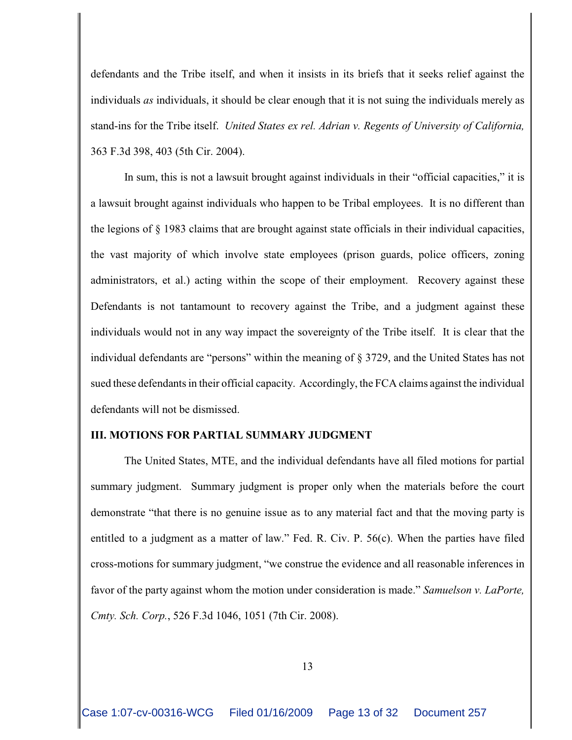defendants and the Tribe itself, and when it insists in its briefs that it seeks relief against the individuals *as* individuals, it should be clear enough that it is not suing the individuals merely as stand-ins for the Tribe itself. *United States ex rel. Adrian v. Regents of University of California,* 363 F.3d 398, 403 (5th Cir. 2004).

In sum, this is not a lawsuit brought against individuals in their "official capacities," it is a lawsuit brought against individuals who happen to be Tribal employees. It is no different than the legions of § 1983 claims that are brought against state officials in their individual capacities, the vast majority of which involve state employees (prison guards, police officers, zoning administrators, et al.) acting within the scope of their employment. Recovery against these Defendants is not tantamount to recovery against the Tribe, and a judgment against these individuals would not in any way impact the sovereignty of the Tribe itself. It is clear that the individual defendants are "persons" within the meaning of § 3729, and the United States has not sued these defendants in their official capacity. Accordingly, the FCA claims against the individual defendants will not be dismissed.

## III. MOTIONS FOR PARTIAL SUMMARY JUDGMENT

The United States, MTE, and the individual defendants have all filed motions for partial summary judgment. Summary judgment is proper only when the materials before the court demonstrate "that there is no genuine issue as to any material fact and that the moving party is entitled to a judgment as a matter of law." Fed. R. Civ. P. 56(c). When the parties have filed cross-motions for summary judgment, "we construe the evidence and all reasonable inferences in favor of the party against whom the motion under consideration is made." *Samuelson v. LaPorte, Cmty. Sch. Corp.*, 526 F.3d 1046, 1051 (7th Cir. 2008).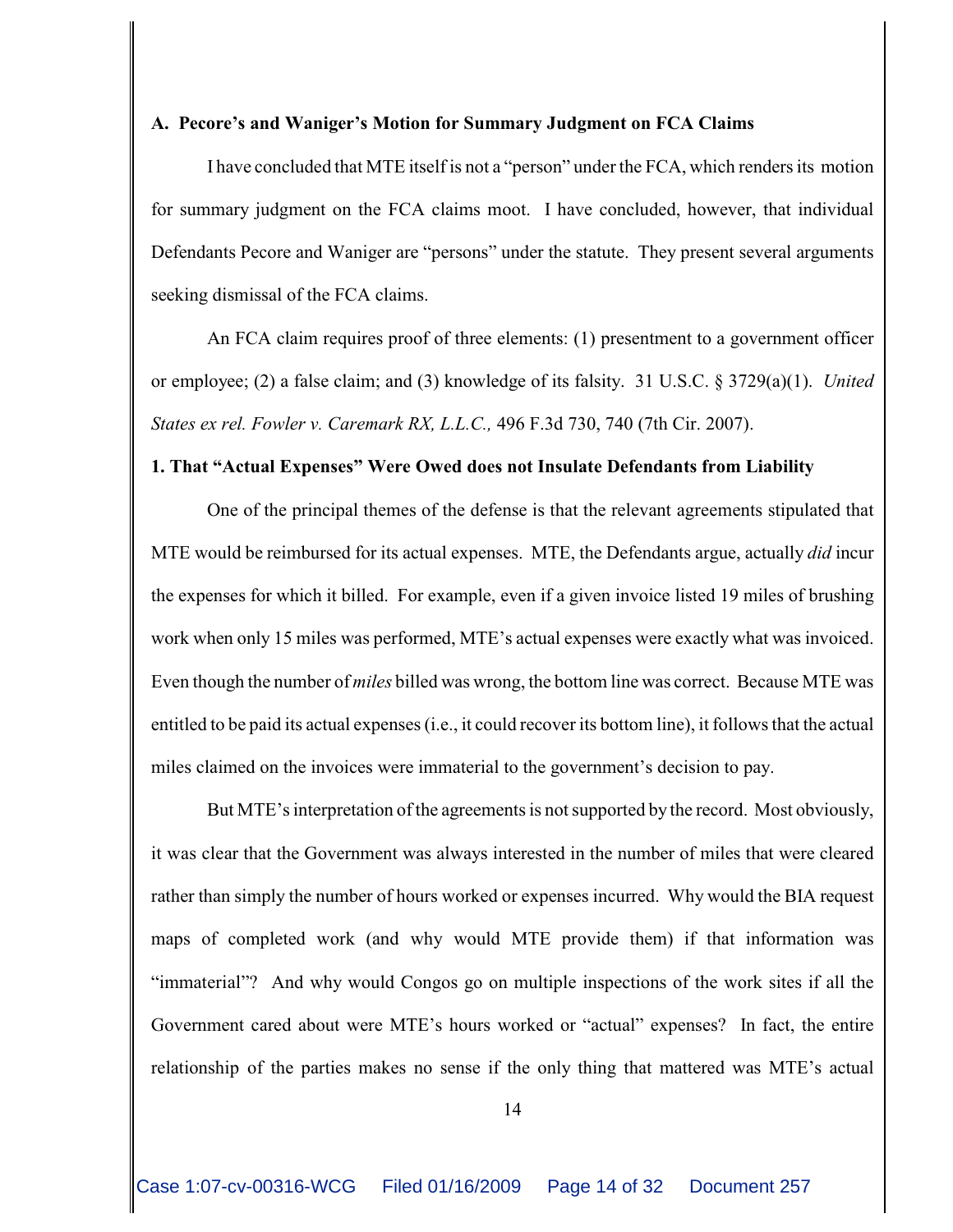### A. Pecore's and Waniger's Motion for Summary Judgment on FCA Claims

I have concluded that MTE itself is not a "person" under the FCA, which renders its motion for summary judgment on the FCA claims moot. I have concluded, however, that individual Defendants Pecore and Waniger are "persons" under the statute. They present several arguments seeking dismissal of the FCA claims.

An FCA claim requires proof of three elements: (1) presentment to a government officer or employee; (2) a false claim; and (3) knowledge of its falsity. 31 U.S.C. § 3729(a)(1). *United States ex rel. Fowler v. Caremark RX, L.L.C.,* 496 F.3d 730, 740 (7th Cir. 2007).

#### 1. That "Actual Expenses" Were Owed does not Insulate Defendants from Liability

One of the principal themes of the defense is that the relevant agreements stipulated that MTE would be reimbursed for its actual expenses. MTE, the Defendants argue, actually *did* incur the expenses for which it billed. For example, even if a given invoice listed 19 miles of brushing work when only 15 miles was performed, MTE's actual expenses were exactly what was invoiced. Even though the number of *miles* billed was wrong, the bottom line was correct. Because MTE was entitled to be paid its actual expenses (i.e., it could recover its bottom line), it follows that the actual miles claimed on the invoices were immaterial to the government's decision to pay.

But MTE's interpretation of the agreements is not supported by the record. Most obviously, it was clear that the Government was always interested in the number of miles that were cleared rather than simply the number of hours worked or expenses incurred. Why would the BIA request maps of completed work (and why would MTE provide them) if that information was "immaterial"? And why would Congos go on multiple inspections of the work sites if all the Government cared about were MTE's hours worked or "actual" expenses? In fact, the entire relationship of the parties makes no sense if the only thing that mattered was MTE's actual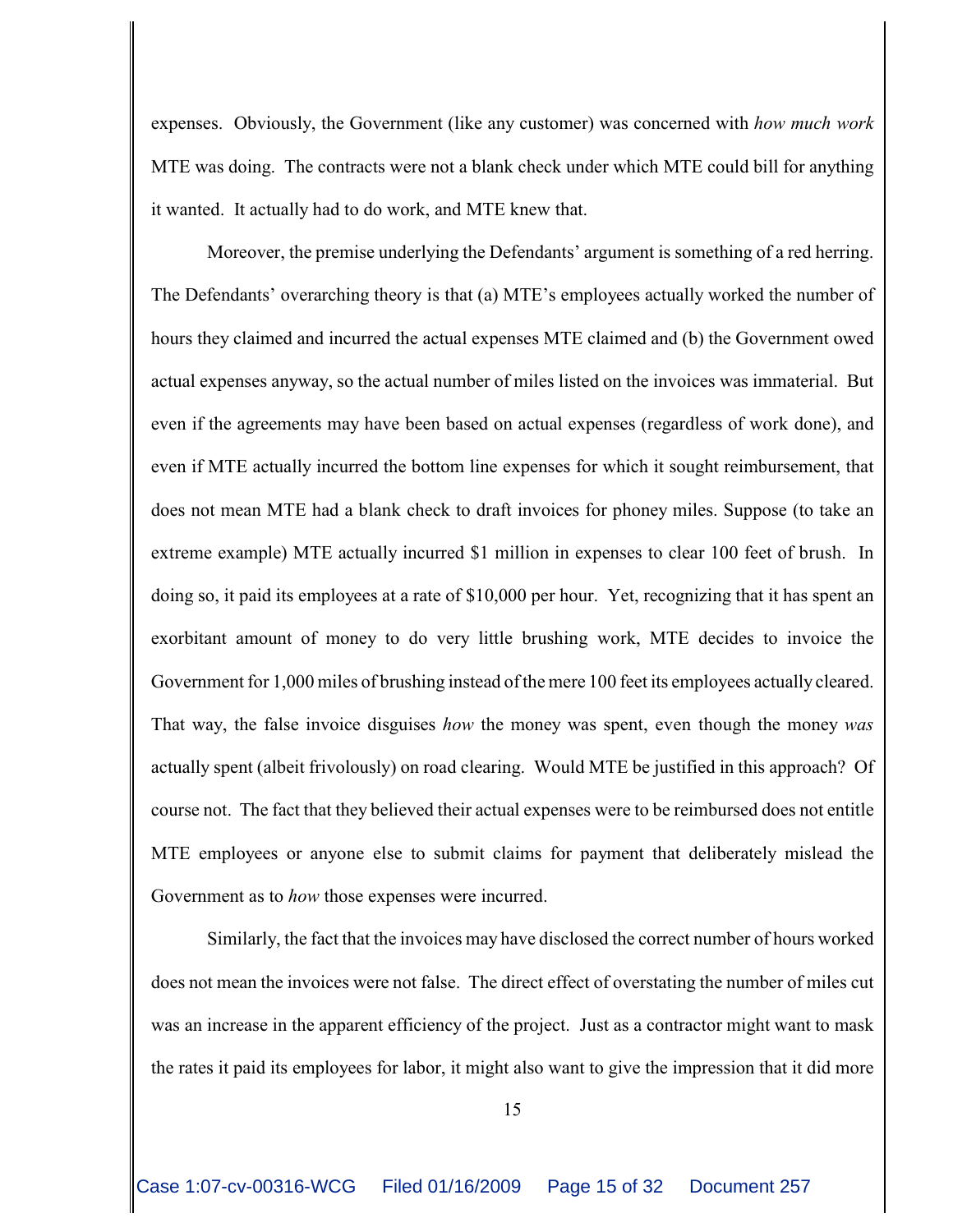expenses. Obviously, the Government (like any customer) was concerned with *how much work* MTE was doing. The contracts were not a blank check under which MTE could bill for anything it wanted. It actually had to do work, and MTE knew that.

Moreover, the premise underlying the Defendants' argument is something of a red herring. The Defendants' overarching theory is that (a) MTE's employees actually worked the number of hours they claimed and incurred the actual expenses MTE claimed and (b) the Government owed actual expenses anyway, so the actual number of miles listed on the invoices was immaterial. But even if the agreements may have been based on actual expenses (regardless of work done), and even if MTE actually incurred the bottom line expenses for which it sought reimbursement, that does not mean MTE had a blank check to draft invoices for phoney miles. Suppose (to take an extreme example) MTE actually incurred $1 million in expenses to clear 100 feet of brush. In doing so, it paid its employees at a rate of $10,000 per hour. Yet, recognizing that it has spent an exorbitant amount of money to do very little brushing work, MTE decides to invoice the Government for 1,000 miles of brushing instead of the mere 100 feet its employees actually cleared. That way, the false invoice disguises *how* the money was spent, even though the money *was* actually spent (albeit frivolously) on road clearing. Would MTE be justified in this approach? Of course not. The fact that they believed their actual expenses were to be reimbursed does not entitle MTE employees or anyone else to submit claims for payment that deliberately mislead the Government as to *how* those expenses were incurred.

Similarly, the fact that the invoices may have disclosed the correct number of hours worked does not mean the invoices were not false. The direct effect of overstating the number of miles cut was an increase in the apparent efficiency of the project. Just as a contractor might want to mask the rates it paid its employees for labor, it might also want to give the impression that it did more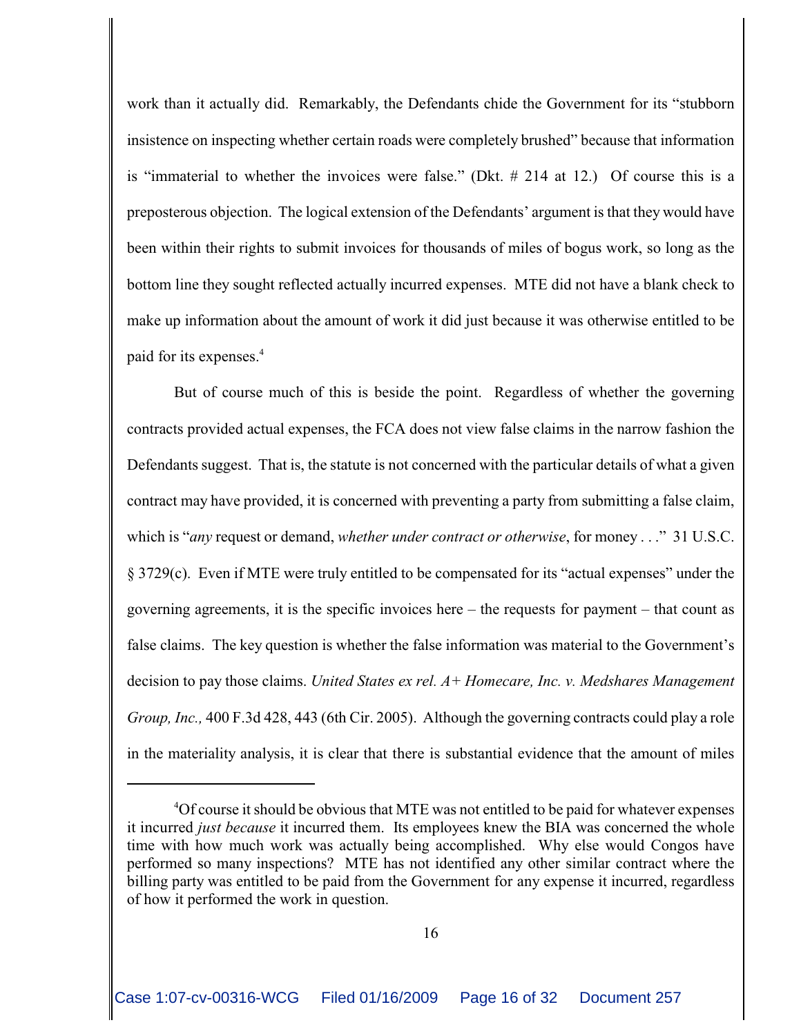work than it actually did. Remarkably, the Defendants chide the Government for its "stubborn insistence on inspecting whether certain roads were completely brushed" because that information is "immaterial to whether the invoices were false." (Dkt. # 214 at 12.) Of course this is a preposterous objection. The logical extension of the Defendants' argument is that they would have been within their rights to submit invoices for thousands of miles of bogus work, so long as the bottom line they sought reflected actually incurred expenses. MTE did not have a blank check to make up information about the amount of work it did just because it was otherwise entitled to be paid for its expenses.[4]

But of course much of this is beside the point. Regardless of whether the governing contracts provided actual expenses, the FCA does not view false claims in the narrow fashion the Defendants suggest. That is, the statute is not concerned with the particular details of what a given contract may have provided, it is concerned with preventing a party from submitting a false claim, which is "*any* request or demand, *whether under contract or otherwise*, for money . . ." 31 U.S.C. § 3729(c). Even if MTE were truly entitled to be compensated for its "actual expenses" under the governing agreements, it is the specific invoices here – the requests for payment – that count as false claims. The key question is whether the false information was material to the Government's decision to pay those claims. *United States ex rel. A+ Homecare, Inc. v. Medshares Management Group, Inc.,* 400 F.3d 428, 443 (6th Cir. 2005). Although the governing contracts could play a role in the materiality analysis, it is clear that there is substantial evidence that the amount of miles

---

[4] Of course it should be obvious that MTE was not entitled to be paid for whatever expenses it incurred *just because* it incurred them. Its employees knew the BIA was concerned the whole time with how much work was actually being accomplished. Why else would Congos have performed so many inspections? MTE has not identified any other similar contract where the billing party was entitled to be paid from the Government for any expense it incurred, regardless of how it performed the work in question.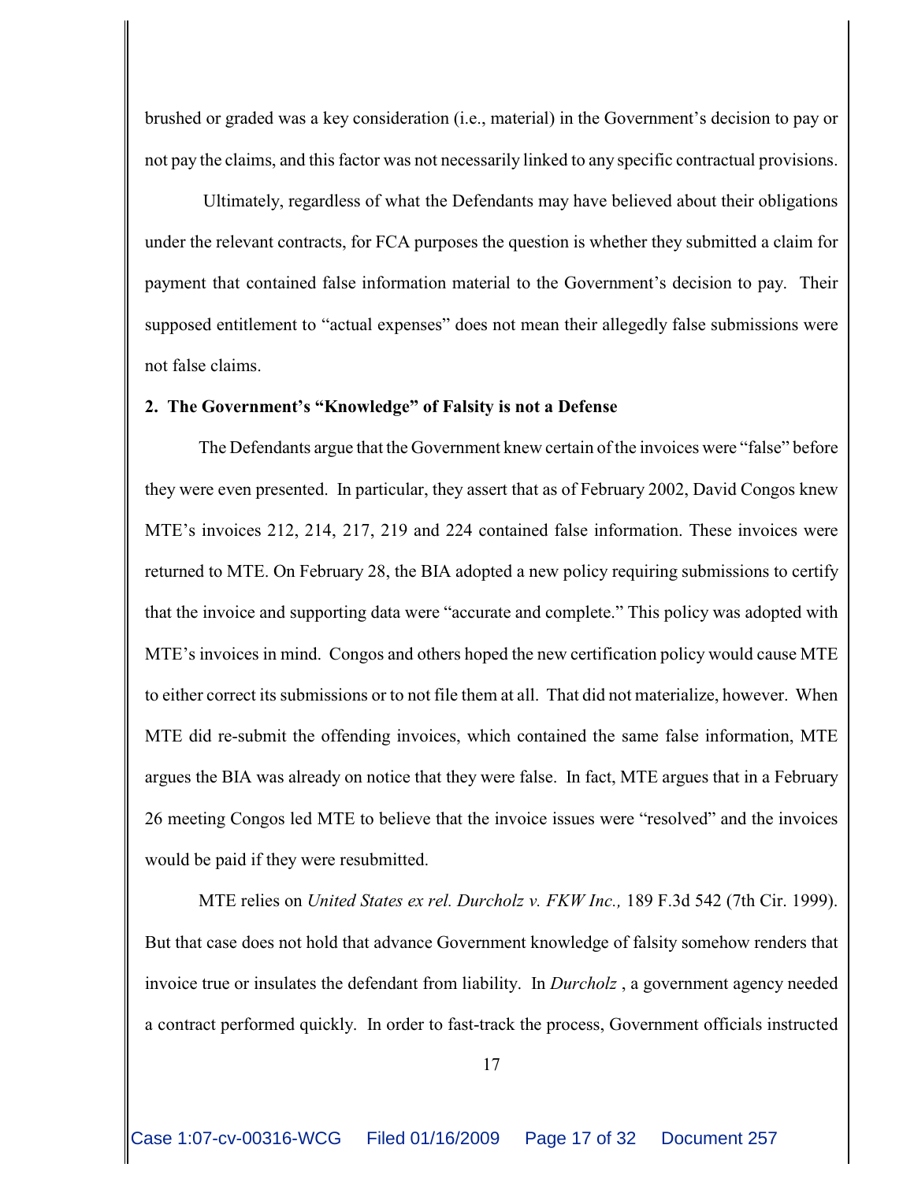brushed or graded was a key consideration (i.e., material) in the Government's decision to pay or not pay the claims, and this factor was not necessarily linked to any specific contractual provisions.

Ultimately, regardless of what the Defendants may have believed about their obligations under the relevant contracts, for FCA purposes the question is whether they submitted a claim for payment that contained false information material to the Government's decision to pay. Their supposed entitlement to "actual expenses" does not mean their allegedly false submissions were not false claims.

**2. The Government's "Knowledge" of Falsity is not a Defense**

The Defendants argue that the Government knew certain of the invoices were "false" before they were even presented. In particular, they assert that as of February 2002, David Congos knew MTE's invoices 212, 214, 217, 219 and 224 contained false information. These invoices were returned to MTE. On February 28, the BIA adopted a new policy requiring submissions to certify that the invoice and supporting data were "accurate and complete." This policy was adopted with MTE's invoices in mind. Congos and others hoped the new certification policy would cause MTE to either correct its submissions or to not file them at all. That did not materialize, however. When MTE did re-submit the offending invoices, which contained the same false information, MTE argues the BIA was already on notice that they were false. In fact, MTE argues that in a February 26 meeting Congos led MTE to believe that the invoice issues were "resolved" and the invoices would be paid if they were resubmitted.

MTE relies on *United States ex rel. Durcholz v. FKW Inc.,* 189 F.3d 542 (7th Cir. 1999). But that case does not hold that advance Government knowledge of falsity somehow renders that invoice true or insulates the defendant from liability. In *Durcholz* , a government agency needed a contract performed quickly. In order to fast-track the process, Government officials instructed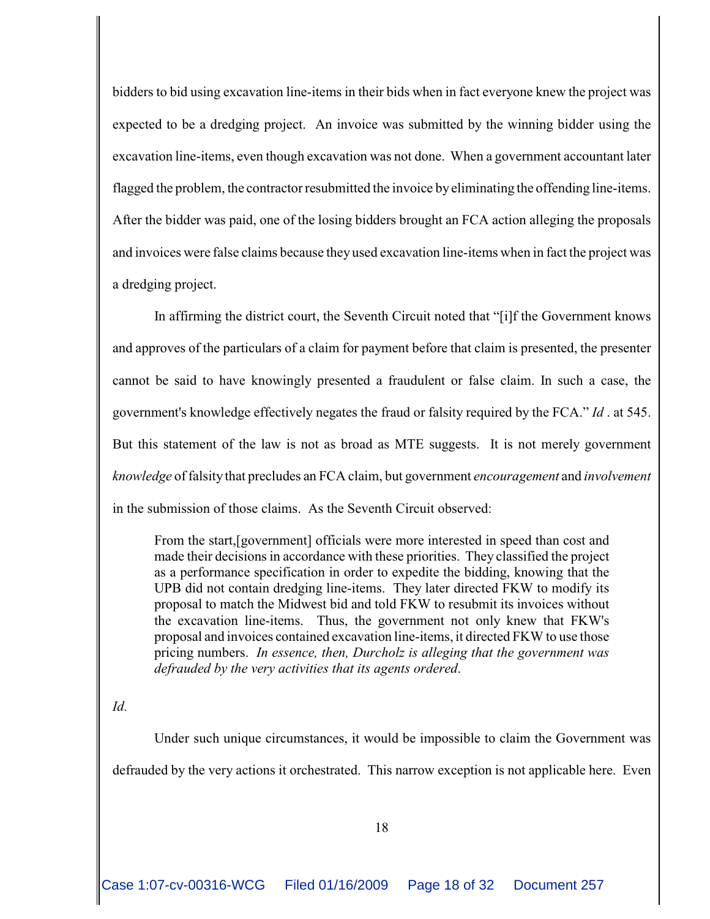bidders to bid using excavation line-items in their bids when in fact everyone knew the project was expected to be a dredging project. An invoice was submitted by the winning bidder using the excavation line-items, even though excavation was not done. When a government accountant later flagged the problem, the contractor resubmitted the invoice by eliminating the offending line-items. After the bidder was paid, one of the losing bidders brought an FCA action alleging the proposals and invoices were false claims because they used excavation line-items when in fact the project was a dredging project.

In affirming the district court, the Seventh Circuit noted that "[i]f the Government knows and approves of the particulars of a claim for payment before that claim is presented, the presenter cannot be said to have knowingly presented a fraudulent or false claim. In such a case, the government's knowledge effectively negates the fraud or falsity required by the FCA." *Id* . at 545. But this statement of the law is not as broad as MTE suggests. It is not merely government *knowledge* of falsity that precludes an FCA claim, but government *encouragement* and *involvement* in the submission of those claims. As the Seventh Circuit observed:

> From the start,[government] officials were more interested in speed than cost and made their decisions in accordance with these priorities. They classified the project as a performance specification in order to expedite the bidding, knowing that the UPB did not contain dredging line-items. They later directed FKW to modify its proposal to match the Midwest bid and told FKW to resubmit its invoices without the excavation line-items. Thus, the government not only knew that FKW's proposal and invoices contained excavation line-items, it directed FKW to use those pricing numbers. *In essence, then, Durcholz is alleging that the government was defrauded by the very activities that its agents ordered*.

*Id.*

Under such unique circumstances, it would be impossible to claim the Government was defrauded by the very actions it orchestrated. This narrow exception is not applicable here. Even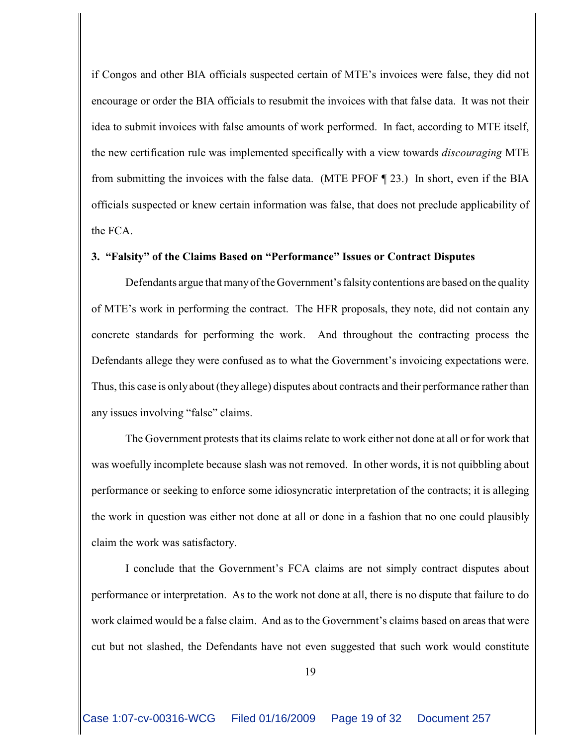if Congos and other BIA officials suspected certain of MTE's invoices were false, they did not encourage or order the BIA officials to resubmit the invoices with that false data. It was not their idea to submit invoices with false amounts of work performed. In fact, according to MTE itself, the new certification rule was implemented specifically with a view towards *discouraging* MTE from submitting the invoices with the false data. (MTE PFOF ¶ 23.) In short, even if the BIA officials suspected or knew certain information was false, that does not preclude applicability of the FCA.

**3. "Falsity" of the Claims Based on "Performance" Issues or Contract Disputes**

Defendants argue that many of the Government's falsity contentions are based on the quality of MTE's work in performing the contract. The HFR proposals, they note, did not contain any concrete standards for performing the work. And throughout the contracting process the Defendants allege they were confused as to what the Government's invoicing expectations were. Thus, this case is only about (they allege) disputes about contracts and their performance rather than any issues involving "false" claims.

The Government protests that its claims relate to work either not done at all or for work that was woefully incomplete because slash was not removed. In other words, it is not quibbling about performance or seeking to enforce some idiosyncratic interpretation of the contracts; it is alleging the work in question was either not done at all or done in a fashion that no one could plausibly claim the work was satisfactory.

I conclude that the Government's FCA claims are not simply contract disputes about performance or interpretation. As to the work not done at all, there is no dispute that failure to do work claimed would be a false claim. And as to the Government's claims based on areas that were cut but not slashed, the Defendants have not even suggested that such work would constitute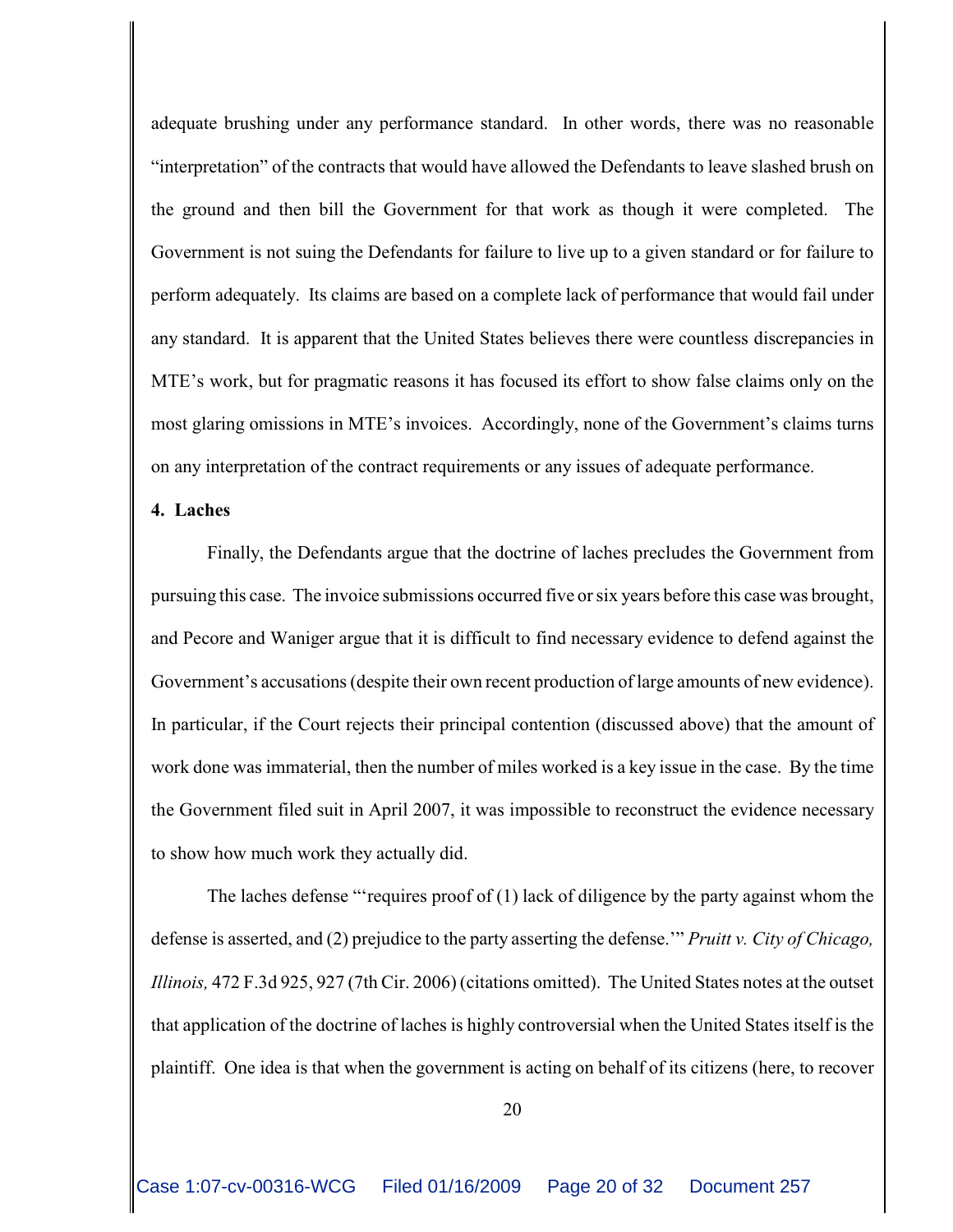adequate brushing under any performance standard. In other words, there was no reasonable "interpretation" of the contracts that would have allowed the Defendants to leave slashed brush on the ground and then bill the Government for that work as though it were completed. The Government is not suing the Defendants for failure to live up to a given standard or for failure to perform adequately. Its claims are based on a complete lack of performance that would fail under any standard. It is apparent that the United States believes there were countless discrepancies in MTE's work, but for pragmatic reasons it has focused its effort to show false claims only on the most glaring omissions in MTE's invoices. Accordingly, none of the Government's claims turns on any interpretation of the contract requirements or any issues of adequate performance.

**4. Laches**

Finally, the Defendants argue that the doctrine of laches precludes the Government from pursuing this case. The invoice submissions occurred five or six years before this case was brought, and Pecore and Waniger argue that it is difficult to find necessary evidence to defend against the Government's accusations (despite their own recent production of large amounts of new evidence). In particular, if the Court rejects their principal contention (discussed above) that the amount of work done was immaterial, then the number of miles worked is a key issue in the case. By the time the Government filed suit in April 2007, it was impossible to reconstruct the evidence necessary to show how much work they actually did.

The laches defense "'requires proof of (1) lack of diligence by the party against whom the defense is asserted, and (2) prejudice to the party asserting the defense.'" *Pruitt v. City of Chicago, Illinois,* 472 F.3d 925, 927 (7th Cir. 2006) (citations omitted). The United States notes at the outset that application of the doctrine of laches is highly controversial when the United States itself is the plaintiff. One idea is that when the government is acting on behalf of its citizens (here, to recover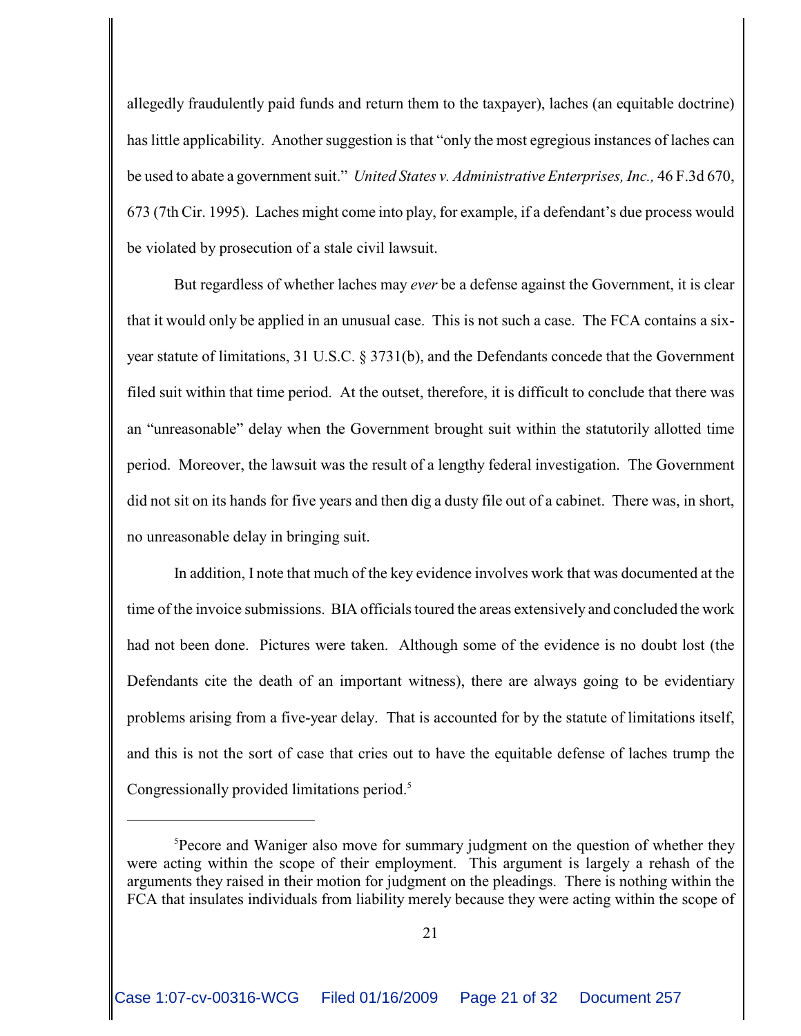allegedly fraudulently paid funds and return them to the taxpayer), laches (an equitable doctrine) has little applicability. Another suggestion is that "only the most egregious instances of laches can be used to abate a government suit." *United States v. Administrative Enterprises, Inc.,* 46 F.3d 670, 673 (7th Cir. 1995). Laches might come into play, for example, if a defendant's due process would be violated by prosecution of a stale civil lawsuit.

But regardless of whether laches may *ever* be a defense against the Government, it is clear that it would only be applied in an unusual case. This is not such a case. The FCA contains a six-year statute of limitations, 31 U.S.C. § 3731(b), and the Defendants concede that the Government filed suit within that time period. At the outset, therefore, it is difficult to conclude that there was an "unreasonable" delay when the Government brought suit within the statutorily allotted time period. Moreover, the lawsuit was the result of a lengthy federal investigation. The Government did not sit on its hands for five years and then dig a dusty file out of a cabinet. There was, in short, no unreasonable delay in bringing suit.

In addition, I note that much of the key evidence involves work that was documented at the time of the invoice submissions. BIA officials toured the areas extensively and concluded the work had not been done. Pictures were taken. Although some of the evidence is no doubt lost (the Defendants cite the death of an important witness), there are always going to be evidentiary problems arising from a five-year delay. That is accounted for by the statute of limitations itself, and this is not the sort of case that cries out to have the equitable defense of laches trump the Congressionally provided limitations period.[5]

---

[5]Pecore and Waniger also move for summary judgment on the question of whether they were acting within the scope of their employment. This argument is largely a rehash of the arguments they raised in their motion for judgment on the pleadings. There is nothing within the FCA that insulates individuals from liability merely because they were acting within the scope of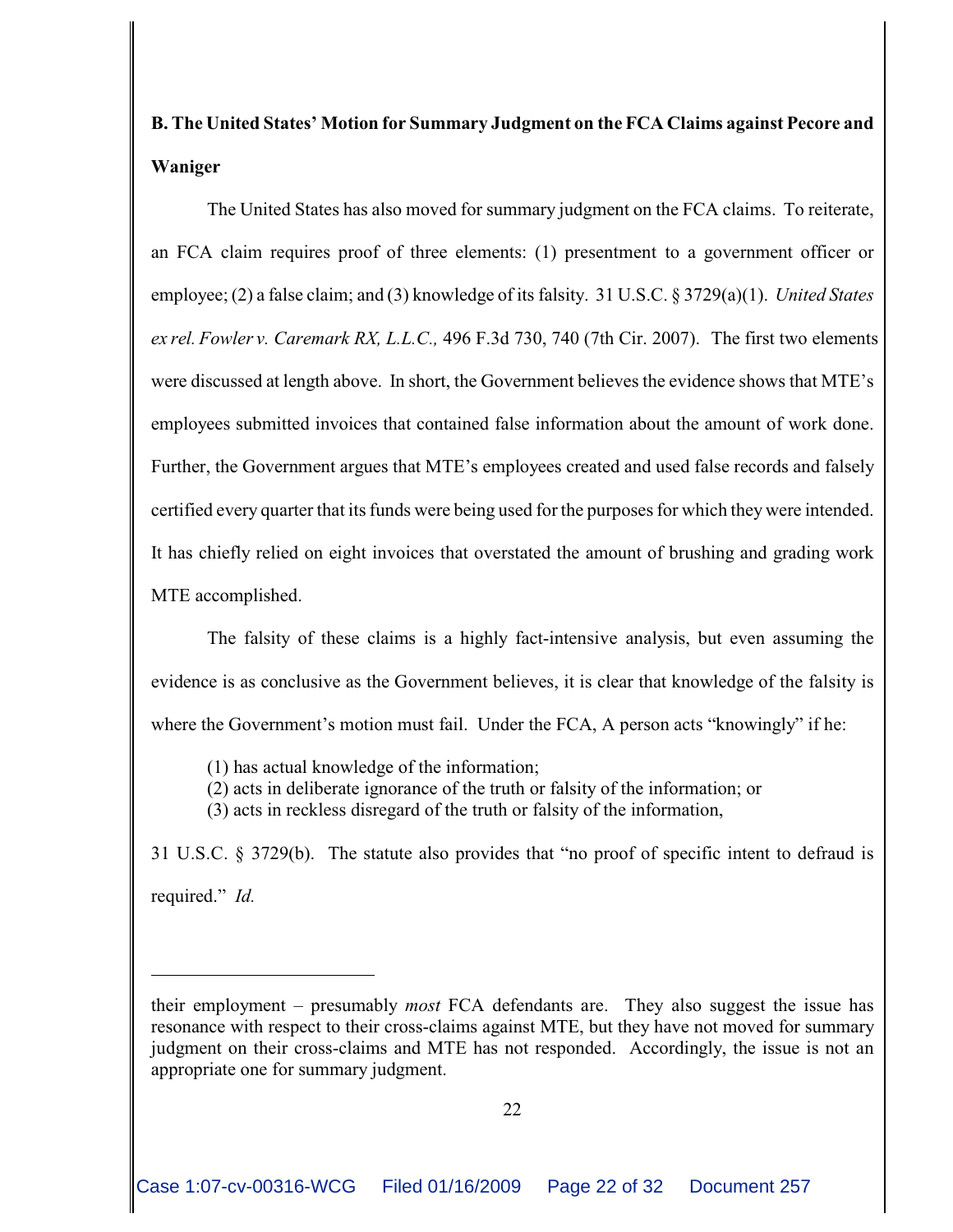**B. The United States' Motion for Summary Judgment on the FCA Claims against Pecore and Waniger**

The United States has also moved for summary judgment on the FCA claims. To reiterate, an FCA claim requires proof of three elements: (1) presentment to a government officer or employee; (2) a false claim; and (3) knowledge of its falsity. 31 U.S.C. § 3729(a)(1). *United States ex rel. Fowler v. Caremark RX, L.L.C.,* 496 F.3d 730, 740 (7th Cir. 2007). The first two elements were discussed at length above. In short, the Government believes the evidence shows that MTE's employees submitted invoices that contained false information about the amount of work done. Further, the Government argues that MTE's employees created and used false records and falsely certified every quarter that its funds were being used for the purposes for which they were intended. It has chiefly relied on eight invoices that overstated the amount of brushing and grading work MTE accomplished.

The falsity of these claims is a highly fact-intensive analysis, but even assuming the evidence is as conclusive as the Government believes, it is clear that knowledge of the falsity is where the Government's motion must fail. Under the FCA, A person acts "knowingly" if he:

> (1) has actual knowledge of the information;
> (2) acts in deliberate ignorance of the truth or falsity of the information; or
> (3) acts in reckless disregard of the truth or falsity of the information,

31 U.S.C. § 3729(b). The statute also provides that "no proof of specific intent to defraud is required." *Id.*

---

their employment – presumably *most* FCA defendants are. They also suggest the issue has resonance with respect to their cross-claims against MTE, but they have not moved for summary judgment on their cross-claims and MTE has not responded. Accordingly, the issue is not an appropriate one for summary judgment.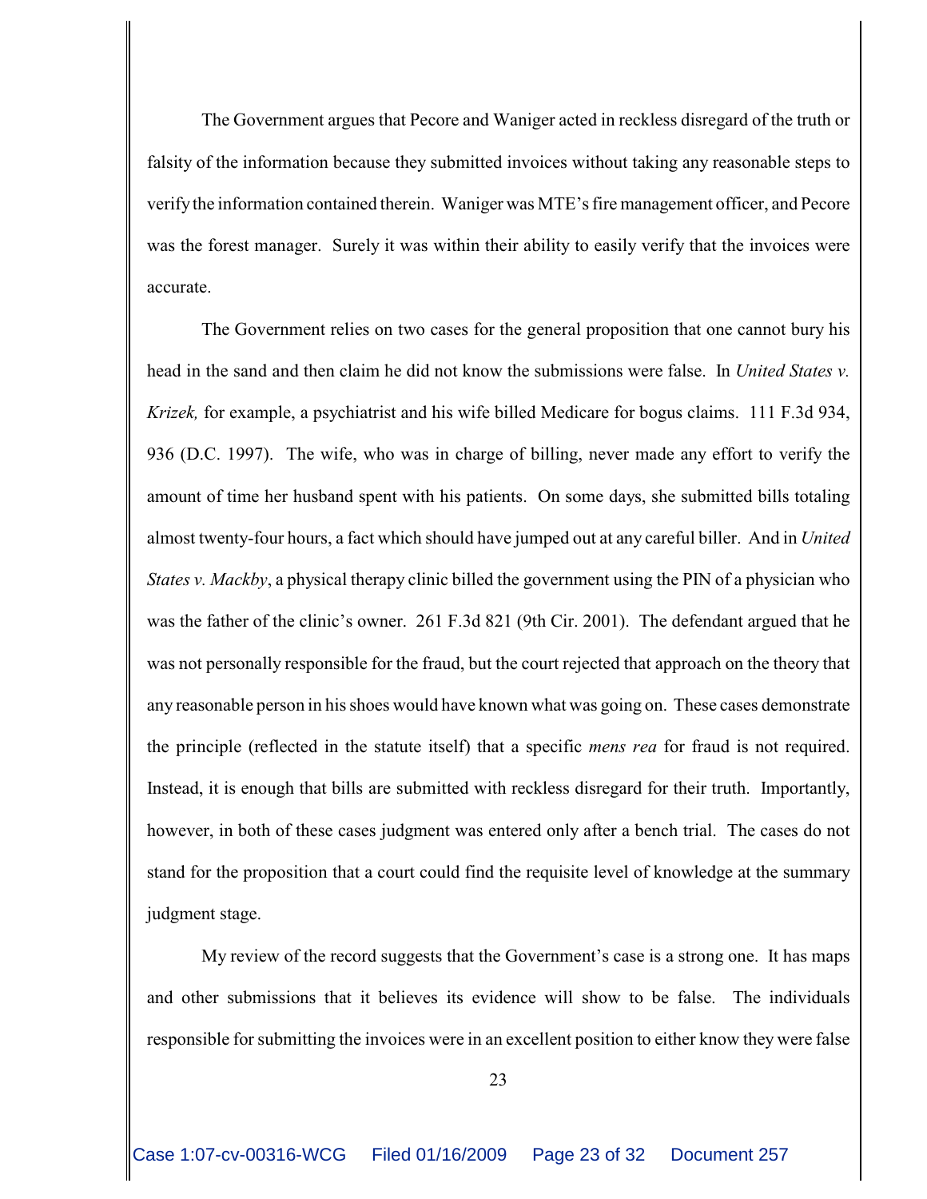The Government argues that Pecore and Waniger acted in reckless disregard of the truth or falsity of the information because they submitted invoices without taking any reasonable steps to verify the information contained therein. Waniger was MTE's fire management officer, and Pecore was the forest manager. Surely it was within their ability to easily verify that the invoices were accurate.

The Government relies on two cases for the general proposition that one cannot bury his head in the sand and then claim he did not know the submissions were false. In *United States v. Krizek,* for example, a psychiatrist and his wife billed Medicare for bogus claims. 111 F.3d 934, 936 (D.C. 1997). The wife, who was in charge of billing, never made any effort to verify the amount of time her husband spent with his patients. On some days, she submitted bills totaling almost twenty-four hours, a fact which should have jumped out at any careful biller. And in *United States v. Mackby*, a physical therapy clinic billed the government using the PIN of a physician who was the father of the clinic's owner. 261 F.3d 821 (9th Cir. 2001). The defendant argued that he was not personally responsible for the fraud, but the court rejected that approach on the theory that any reasonable person in his shoes would have known what was going on. These cases demonstrate the principle (reflected in the statute itself) that a specific *mens rea* for fraud is not required. Instead, it is enough that bills are submitted with reckless disregard for their truth. Importantly, however, in both of these cases judgment was entered only after a bench trial. The cases do not stand for the proposition that a court could find the requisite level of knowledge at the summary judgment stage.

My review of the record suggests that the Government's case is a strong one. It has maps and other submissions that it believes its evidence will show to be false. The individuals responsible for submitting the invoices were in an excellent position to either know they were false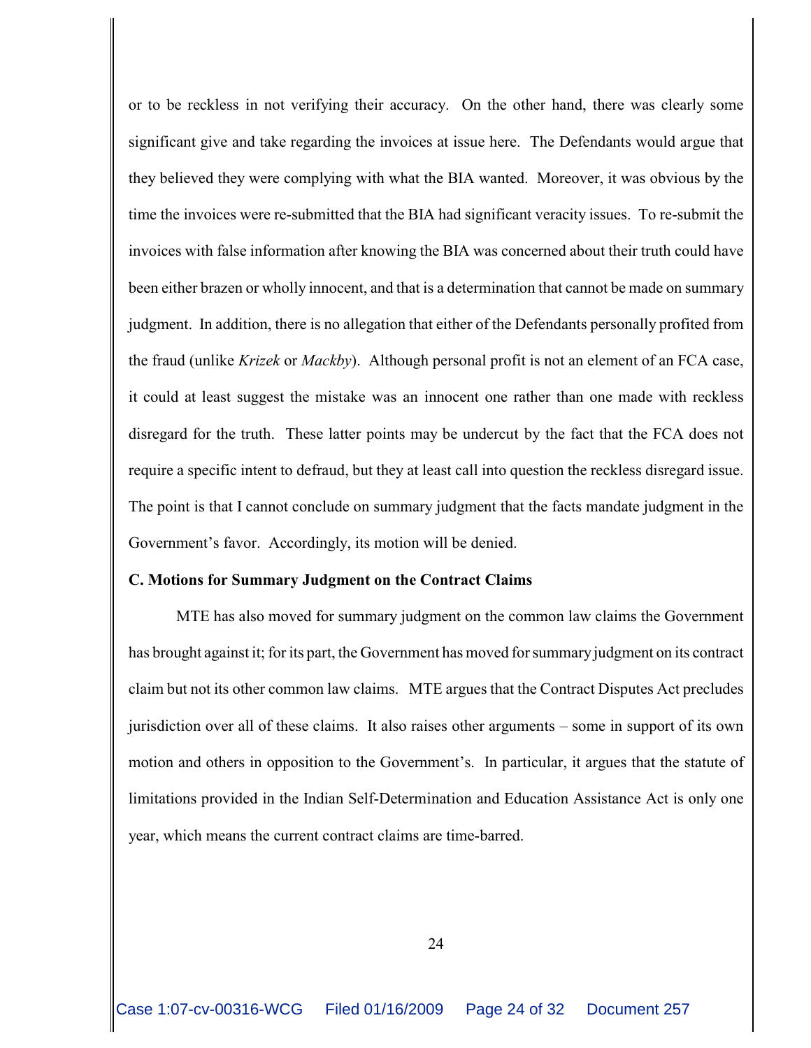or to be reckless in not verifying their accuracy. On the other hand, there was clearly some significant give and take regarding the invoices at issue here. The Defendants would argue that they believed they were complying with what the BIA wanted. Moreover, it was obvious by the time the invoices were re-submitted that the BIA had significant veracity issues. To re-submit the invoices with false information after knowing the BIA was concerned about their truth could have been either brazen or wholly innocent, and that is a determination that cannot be made on summary judgment. In addition, there is no allegation that either of the Defendants personally profited from the fraud (unlike *Krizek* or *Mackby*). Although personal profit is not an element of an FCA case, it could at least suggest the mistake was an innocent one rather than one made with reckless disregard for the truth. These latter points may be undercut by the fact that the FCA does not require a specific intent to defraud, but they at least call into question the reckless disregard issue. The point is that I cannot conclude on summary judgment that the facts mandate judgment in the Government's favor. Accordingly, its motion will be denied.

**C. Motions for Summary Judgment on the Contract Claims**

MTE has also moved for summary judgment on the common law claims the Government has brought against it; for its part, the Government has moved for summary judgment on its contract claim but not its other common law claims. MTE argues that the Contract Disputes Act precludes jurisdiction over all of these claims. It also raises other arguments – some in support of its own motion and others in opposition to the Government's. In particular, it argues that the statute of limitations provided in the Indian Self-Determination and Education Assistance Act is only one year, which means the current contract claims are time-barred.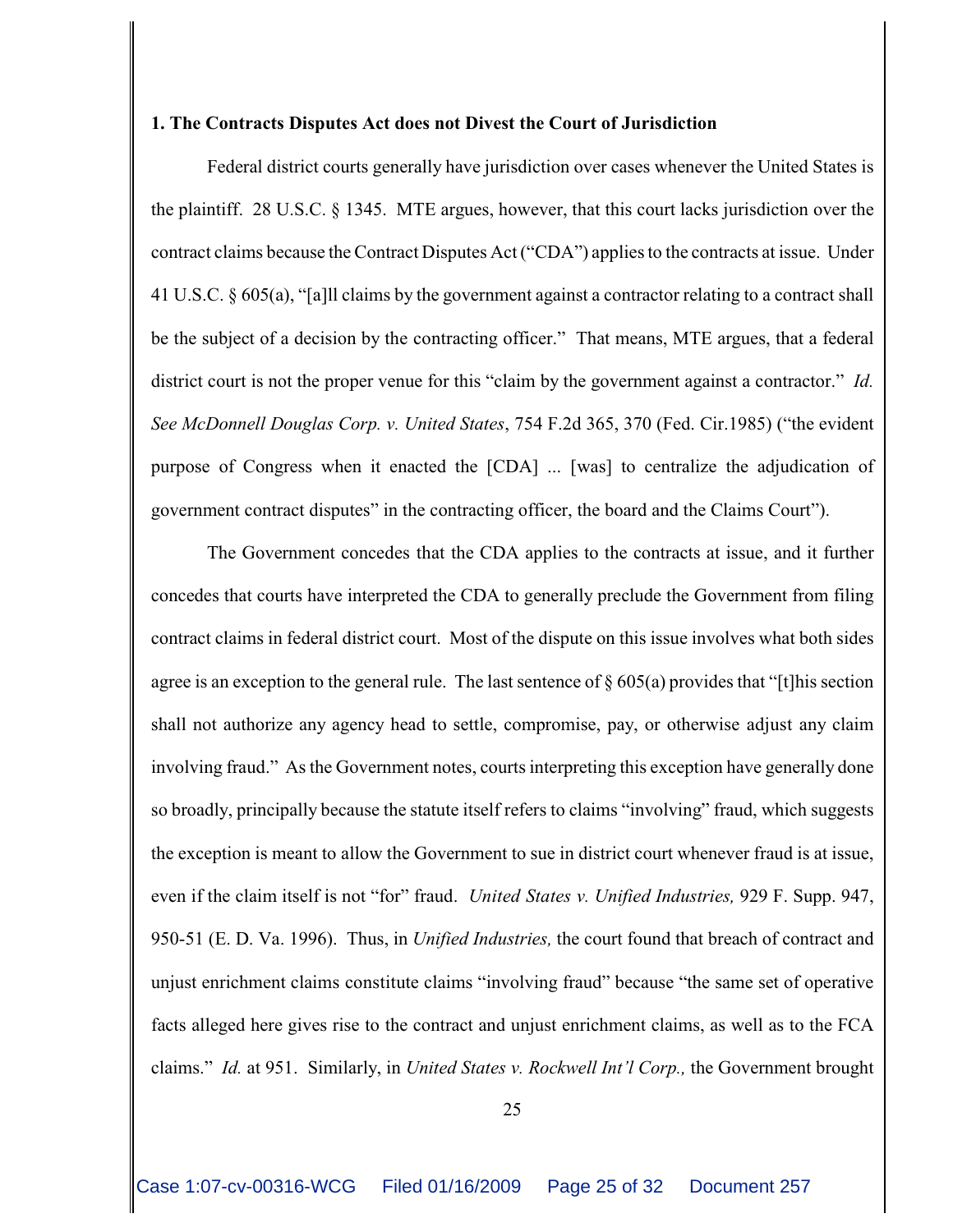**1. The Contracts Disputes Act does not Divest the Court of Jurisdiction**

Federal district courts generally have jurisdiction over cases whenever the United States is the plaintiff. 28 U.S.C. § 1345. MTE argues, however, that this court lacks jurisdiction over the contract claims because the Contract Disputes Act ("CDA") applies to the contracts at issue. Under 41 U.S.C. § 605(a), "[a]ll claims by the government against a contractor relating to a contract shall be the subject of a decision by the contracting officer." That means, MTE argues, that a federal district court is not the proper venue for this "claim by the government against a contractor." *Id. See McDonnell Douglas Corp. v. United States*, 754 F.2d 365, 370 (Fed. Cir.1985) ("the evident purpose of Congress when it enacted the [CDA] ... [was] to centralize the adjudication of government contract disputes" in the contracting officer, the board and the Claims Court").

The Government concedes that the CDA applies to the contracts at issue, and it further concedes that courts have interpreted the CDA to generally preclude the Government from filing contract claims in federal district court. Most of the dispute on this issue involves what both sides agree is an exception to the general rule. The last sentence of § 605(a) provides that "[t]his section shall not authorize any agency head to settle, compromise, pay, or otherwise adjust any claim involving fraud." As the Government notes, courts interpreting this exception have generally done so broadly, principally because the statute itself refers to claims "involving" fraud, which suggests the exception is meant to allow the Government to sue in district court whenever fraud is at issue, even if the claim itself is not "for" fraud. *United States v. Unified Industries,* 929 F. Supp. 947, 950-51 (E. D. Va. 1996). Thus, in *Unified Industries,* the court found that breach of contract and unjust enrichment claims constitute claims "involving fraud" because "the same set of operative facts alleged here gives rise to the contract and unjust enrichment claims, as well as to the FCA claims." *Id.* at 951. Similarly, in *United States v. Rockwell Int'l Corp.,* the Government brought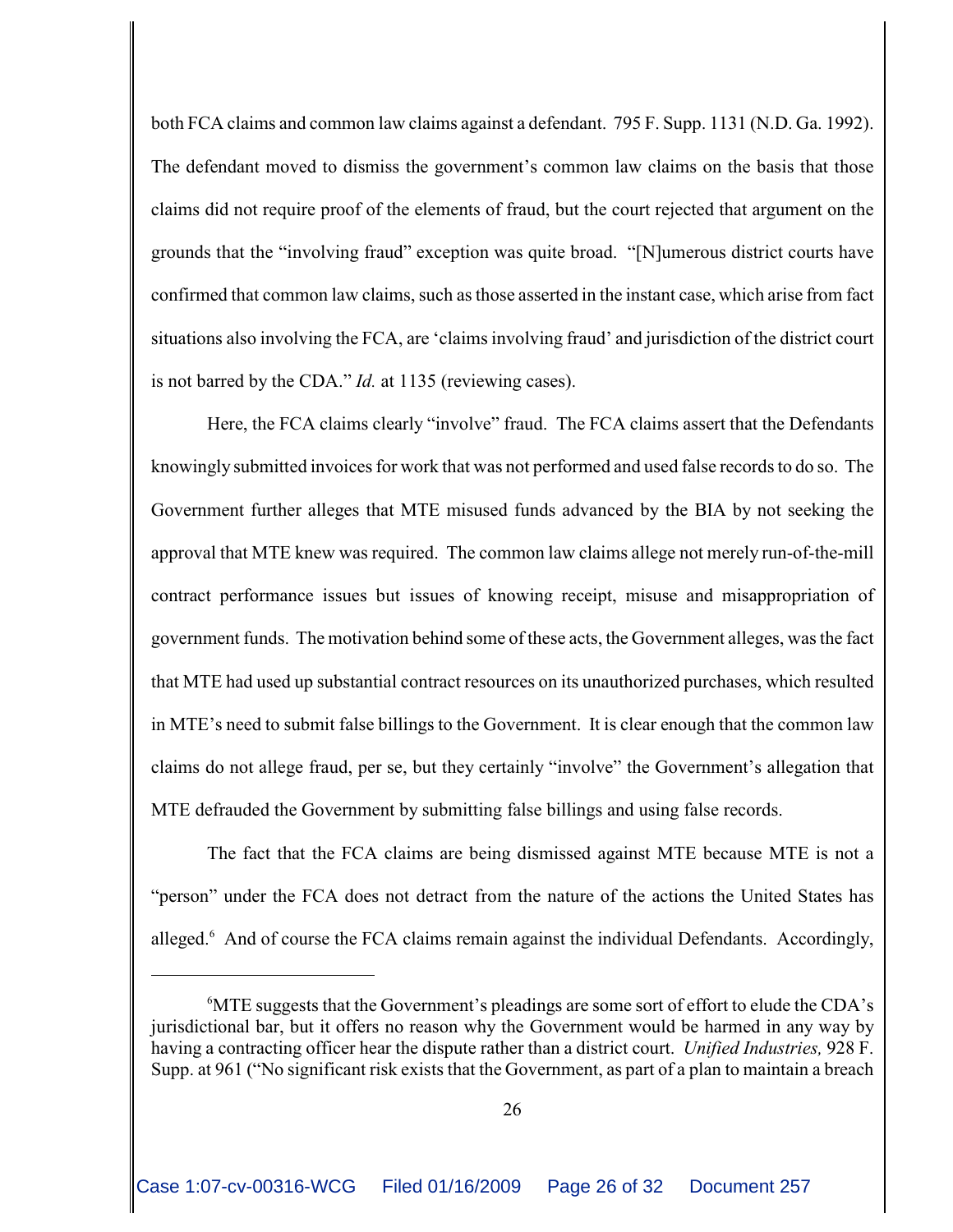both FCA claims and common law claims against a defendant. 795 F. Supp. 1131 (N.D. Ga. 1992). The defendant moved to dismiss the government's common law claims on the basis that those claims did not require proof of the elements of fraud, but the court rejected that argument on the grounds that the "involving fraud" exception was quite broad. "[N]umerous district courts have confirmed that common law claims, such as those asserted in the instant case, which arise from fact situations also involving the FCA, are 'claims involving fraud' and jurisdiction of the district court is not barred by the CDA." *Id.* at 1135 (reviewing cases).

Here, the FCA claims clearly "involve" fraud. The FCA claims assert that the Defendants knowingly submitted invoices for work that was not performed and used false records to do so. The Government further alleges that MTE misused funds advanced by the BIA by not seeking the approval that MTE knew was required. The common law claims allege not merely run-of-the-mill contract performance issues but issues of knowing receipt, misuse and misappropriation of government funds. The motivation behind some of these acts, the Government alleges, was the fact that MTE had used up substantial contract resources on its unauthorized purchases, which resulted in MTE's need to submit false billings to the Government. It is clear enough that the common law claims do not allege fraud, per se, but they certainly "involve" the Government's allegation that MTE defrauded the Government by submitting false billings and using false records.

The fact that the FCA claims are being dismissed against MTE because MTE is not a "person" under the FCA does not detract from the nature of the actions the United States has alleged.[6] And of course the FCA claims remain against the individual Defendants. Accordingly,

---

[6] MTE suggests that the Government's pleadings are some sort of effort to elude the CDA's jurisdictional bar, but it offers no reason why the Government would be harmed in any way by having a contracting officer hear the dispute rather than a district court. *Unified Industries,* 928 F. Supp. at 961 ("No significant risk exists that the Government, as part of a plan to maintain a breach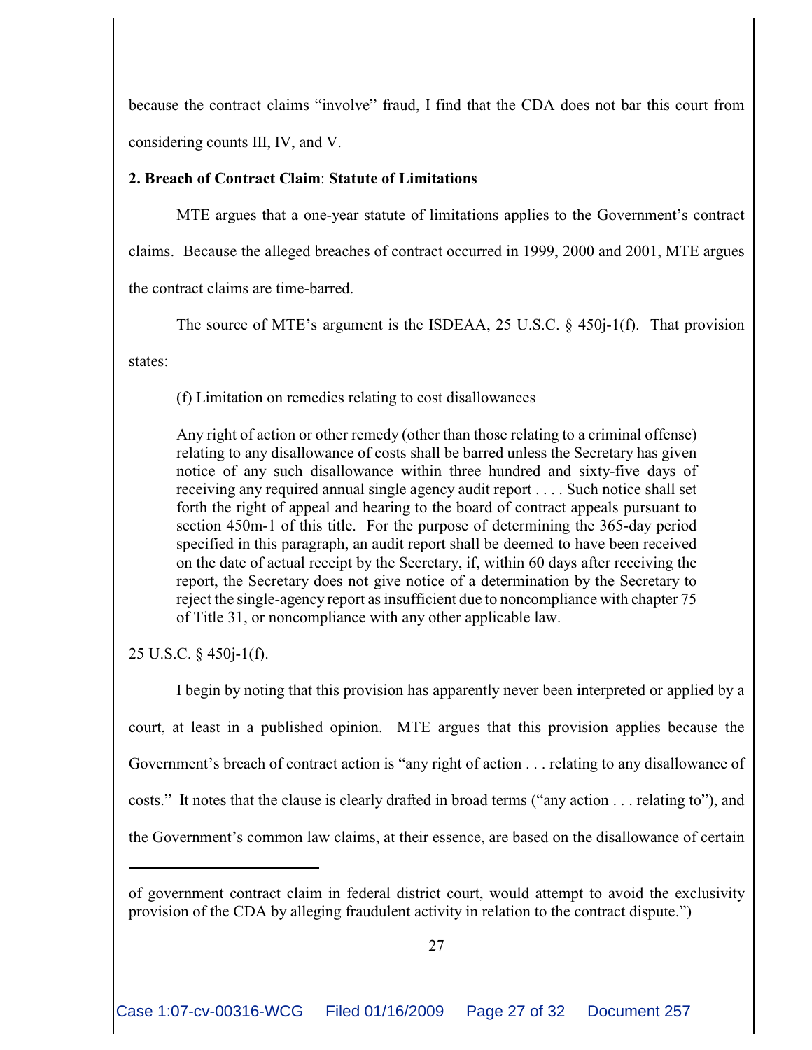because the contract claims "involve" fraud, I find that the CDA does not bar this court from considering counts III, IV, and V.

**2. Breach of Contract Claim: Statute of Limitations**

MTE argues that a one-year statute of limitations applies to the Government's contract claims. Because the alleged breaches of contract occurred in 1999, 2000 and 2001, MTE argues the contract claims are time-barred.

The source of MTE's argument is the ISDEAA, 25 U.S.C. § 450j-1(f). That provision states:

> (f) Limitation on remedies relating to cost disallowances
>
> Any right of action or other remedy (other than those relating to a criminal offense) relating to any disallowance of costs shall be barred unless the Secretary has given notice of any such disallowance within three hundred and sixty-five days of receiving any required annual single agency audit report . . . . Such notice shall set forth the right of appeal and hearing to the board of contract appeals pursuant to section 450m-1 of this title. For the purpose of determining the 365-day period specified in this paragraph, an audit report shall be deemed to have been received on the date of actual receipt by the Secretary, if, within 60 days after receiving the report, the Secretary does not give notice of a determination by the Secretary to reject the single-agency report as insufficient due to noncompliance with chapter 75 of Title 31, or noncompliance with any other applicable law.

25 U.S.C. § 450j-1(f).

I begin by noting that this provision has apparently never been interpreted or applied by a court, at least in a published opinion. MTE argues that this provision applies because the Government's breach of contract action is "any right of action . . . relating to any disallowance of costs." It notes that the clause is clearly drafted in broad terms ("any action . . . relating to"), and the Government's common law claims, at their essence, are based on the disallowance of certain

---

of government contract claim in federal district court, would attempt to avoid the exclusivity provision of the CDA by alleging fraudulent activity in relation to the contract dispute.")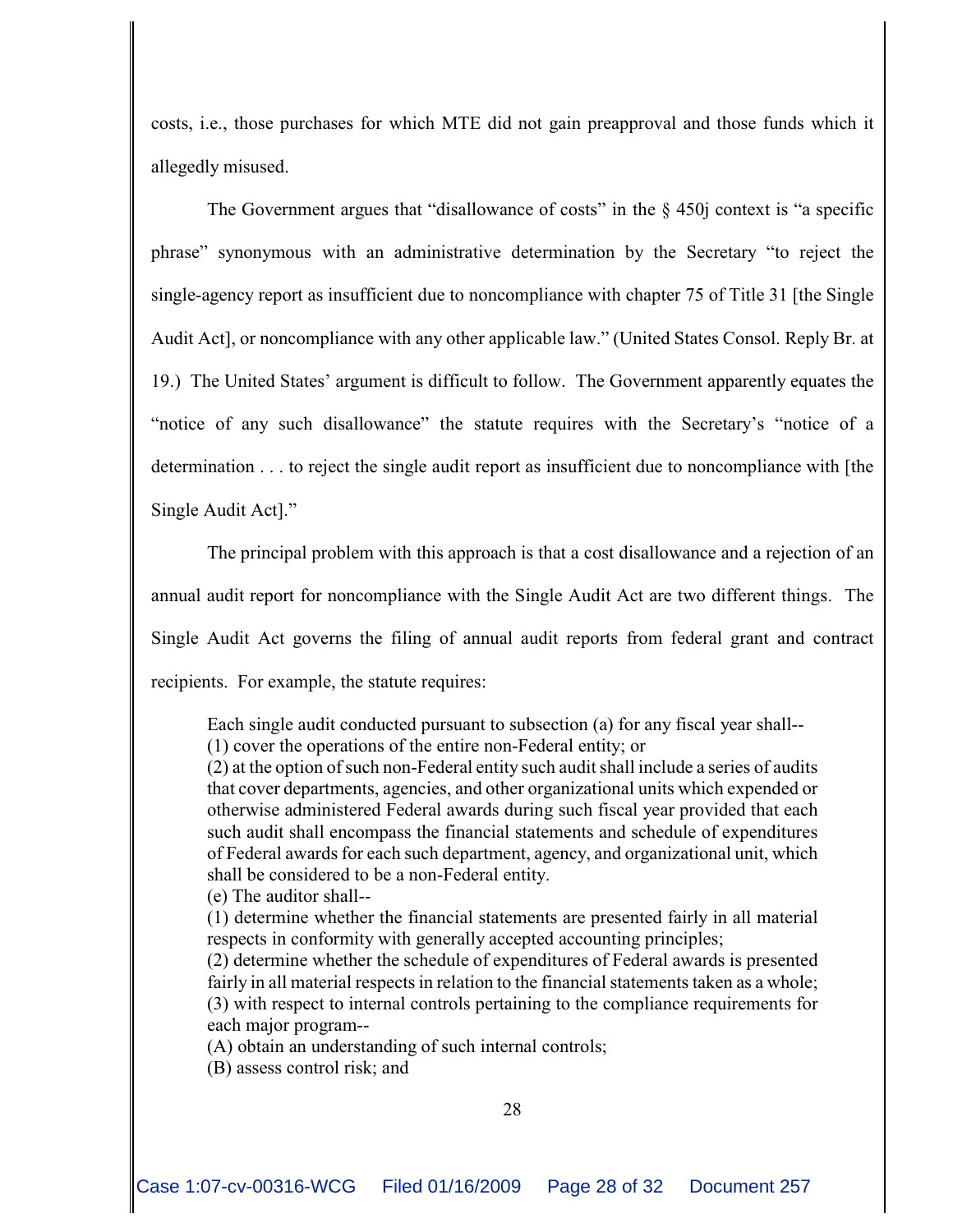costs, i.e., those purchases for which MTE did not gain preapproval and those funds which it allegedly misused.

The Government argues that "disallowance of costs" in the § 450j context is "a specific phrase" synonymous with an administrative determination by the Secretary "to reject the single-agency report as insufficient due to noncompliance with chapter 75 of Title 31 [the Single Audit Act], or noncompliance with any other applicable law." (United States Consol. Reply Br. at 19.) The United States' argument is difficult to follow. The Government apparently equates the "notice of any such disallowance" the statute requires with the Secretary's "notice of a determination . . . to reject the single audit report as insufficient due to noncompliance with [the Single Audit Act]."

The principal problem with this approach is that a cost disallowance and a rejection of an annual audit report for noncompliance with the Single Audit Act are two different things. The Single Audit Act governs the filing of annual audit reports from federal grant and contract recipients. For example, the statute requires:

> Each single audit conducted pursuant to subsection (a) for any fiscal year shall--
> (1) cover the operations of the entire non-Federal entity; or
> (2) at the option of such non-Federal entity such audit shall include a series of audits that cover departments, agencies, and other organizational units which expended or otherwise administered Federal awards during such fiscal year provided that each such audit shall encompass the financial statements and schedule of expenditures of Federal awards for each such department, agency, and organizational unit, which shall be considered to be a non-Federal entity.
> (e) The auditor shall--
> (1) determine whether the financial statements are presented fairly in all material respects in conformity with generally accepted accounting principles;
> (2) determine whether the schedule of expenditures of Federal awards is presented fairly in all material respects in relation to the financial statements taken as a whole;
> (3) with respect to internal controls pertaining to the compliance requirements for each major program--
> (A) obtain an understanding of such internal controls;
> (B) assess control risk; and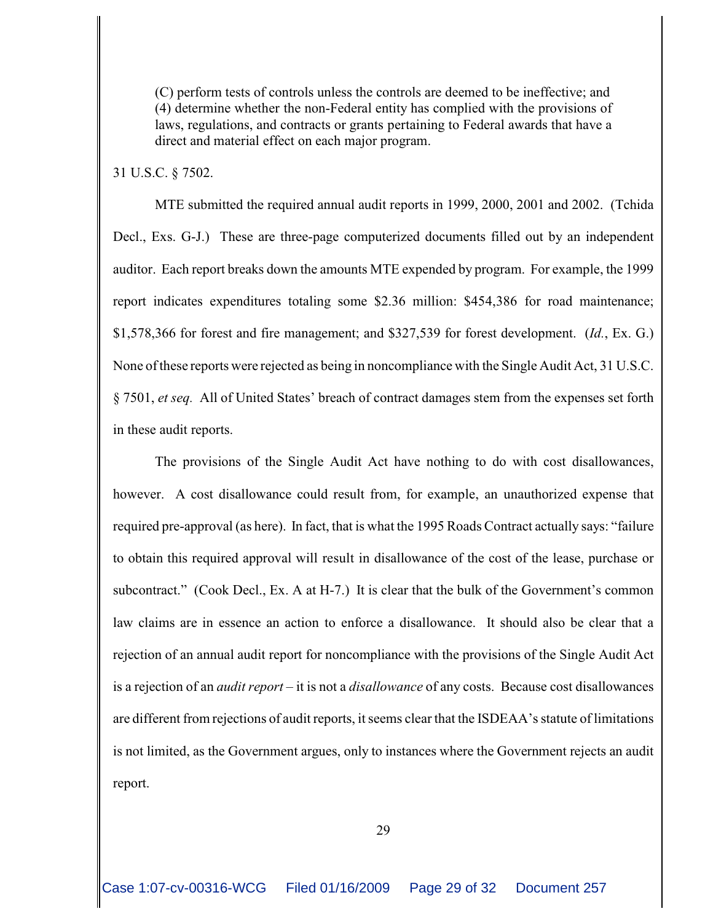> (C) perform tests of controls unless the controls are deemed to be ineffective; and
> (4) determine whether the non-Federal entity has complied with the provisions of laws, regulations, and contracts or grants pertaining to Federal awards that have a direct and material effect on each major program.

31 U.S.C. § 7502.

MTE submitted the required annual audit reports in 1999, 2000, 2001 and 2002. (Tchida Decl., Exs. G-J.) These are three-page computerized documents filled out by an independent auditor. Each report breaks down the amounts MTE expended by program. For example, the 1999 report indicates expenditures totaling some $2.36 million: $454,386 for road maintenance; $1,578,366 for forest and fire management; and $327,539 for forest development. (*Id.*, Ex. G.) None of these reports were rejected as being in noncompliance with the Single Audit Act, 31 U.S.C. § 7501, *et seq.* All of United States' breach of contract damages stem from the expenses set forth in these audit reports.

The provisions of the Single Audit Act have nothing to do with cost disallowances, however. A cost disallowance could result from, for example, an unauthorized expense that required pre-approval (as here). In fact, that is what the 1995 Roads Contract actually says: "failure to obtain this required approval will result in disallowance of the cost of the lease, purchase or subcontract." (Cook Decl., Ex. A at H-7.) It is clear that the bulk of the Government's common law claims are in essence an action to enforce a disallowance. It should also be clear that a rejection of an annual audit report for noncompliance with the provisions of the Single Audit Act is a rejection of an *audit report* – it is not a *disallowance* of any costs. Because cost disallowances are different from rejections of audit reports, it seems clear that the ISDEAA's statute of limitations is not limited, as the Government argues, only to instances where the Government rejects an audit report.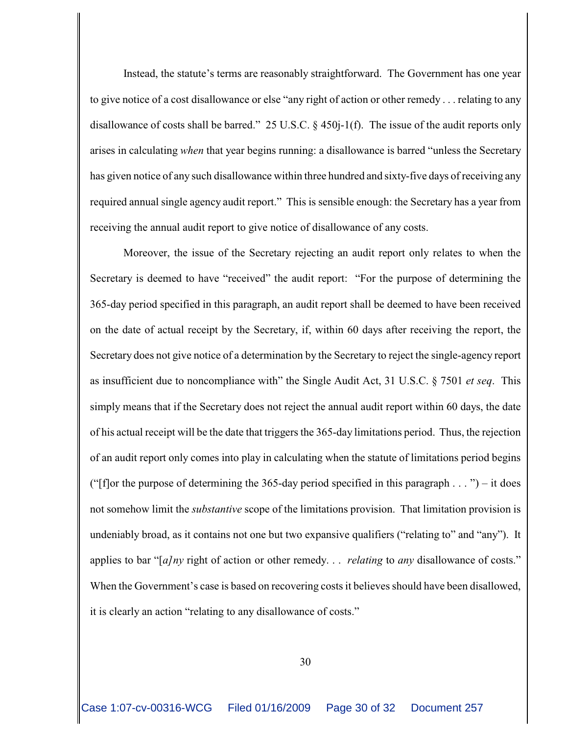Instead, the statute's terms are reasonably straightforward. The Government has one year to give notice of a cost disallowance or else "any right of action or other remedy . . . relating to any disallowance of costs shall be barred." 25 U.S.C. § 450j-1(f). The issue of the audit reports only arises in calculating *when* that year begins running: a disallowance is barred "unless the Secretary has given notice of any such disallowance within three hundred and sixty-five days of receiving any required annual single agency audit report." This is sensible enough: the Secretary has a year from receiving the annual audit report to give notice of disallowance of any costs.

Moreover, the issue of the Secretary rejecting an audit report only relates to when the Secretary is deemed to have "received" the audit report: "For the purpose of determining the 365-day period specified in this paragraph, an audit report shall be deemed to have been received on the date of actual receipt by the Secretary, if, within 60 days after receiving the report, the Secretary does not give notice of a determination by the Secretary to reject the single-agency report as insufficient due to noncompliance with" the Single Audit Act, 31 U.S.C. § 7501 *et seq*. This simply means that if the Secretary does not reject the annual audit report within 60 days, the date of his actual receipt will be the date that triggers the 365-day limitations period. Thus, the rejection of an audit report only comes into play in calculating when the statute of limitations period begins ("[f]or the purpose of determining the 365-day period specified in this paragraph . . . ") – it does not somehow limit the *substantive* scope of the limitations provision. That limitation provision is undeniably broad, as it contains not one but two expansive qualifiers ("relating to" and "any"). It applies to bar "*[a]ny* right of action or other remedy. . . *relating* to *any* disallowance of costs." When the Government's case is based on recovering costs it believes should have been disallowed, it is clearly an action "relating to any disallowance of costs."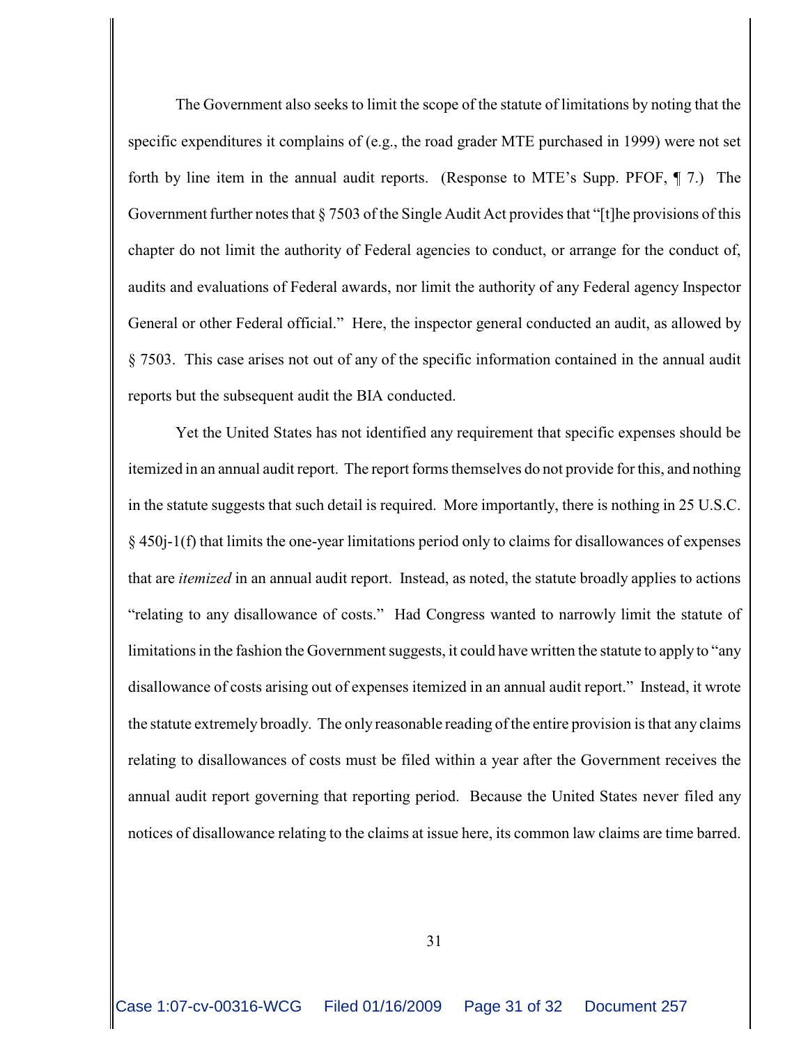The Government also seeks to limit the scope of the statute of limitations by noting that the specific expenditures it complains of (e.g., the road grader MTE purchased in 1999) were not set forth by line item in the annual audit reports. (Response to MTE's Supp. PFOF, ¶ 7.) The Government further notes that § 7503 of the Single Audit Act provides that "[t]he provisions of this chapter do not limit the authority of Federal agencies to conduct, or arrange for the conduct of, audits and evaluations of Federal awards, nor limit the authority of any Federal agency Inspector General or other Federal official." Here, the inspector general conducted an audit, as allowed by § 7503. This case arises not out of any of the specific information contained in the annual audit reports but the subsequent audit the BIA conducted.

Yet the United States has not identified any requirement that specific expenses should be itemized in an annual audit report. The report forms themselves do not provide for this, and nothing in the statute suggests that such detail is required. More importantly, there is nothing in 25 U.S.C. § 450j-1(f) that limits the one-year limitations period only to claims for disallowances of expenses that are *itemized* in an annual audit report. Instead, as noted, the statute broadly applies to actions "relating to any disallowance of costs." Had Congress wanted to narrowly limit the statute of limitations in the fashion the Government suggests, it could have written the statute to apply to "any disallowance of costs arising out of expenses itemized in an annual audit report." Instead, it wrote the statute extremely broadly. The only reasonable reading of the entire provision is that any claims relating to disallowances of costs must be filed within a year after the Government receives the annual audit report governing that reporting period. Because the United States never filed any notices of disallowance relating to the claims at issue here, its common law claims are time barred.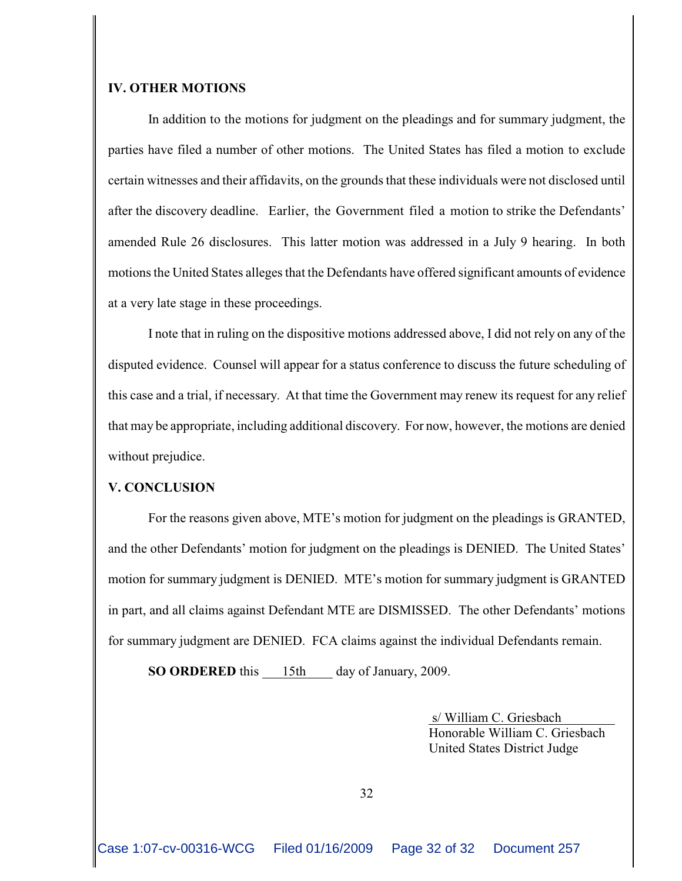## IV. OTHER MOTIONS

In addition to the motions for judgment on the pleadings and for summary judgment, the parties have filed a number of other motions. The United States has filed a motion to exclude certain witnesses and their affidavits, on the grounds that these individuals were not disclosed until after the discovery deadline. Earlier, the Government filed a motion to strike the Defendants' amended Rule 26 disclosures. This latter motion was addressed in a July 9 hearing. In both motions the United States alleges that the Defendants have offered significant amounts of evidence at a very late stage in these proceedings.

I note that in ruling on the dispositive motions addressed above, I did not rely on any of the disputed evidence. Counsel will appear for a status conference to discuss the future scheduling of this case and a trial, if necessary. At that time the Government may renew its request for any relief that may be appropriate, including additional discovery. For now, however, the motions are denied without prejudice.

## V. CONCLUSION

For the reasons given above, MTE's motion for judgment on the pleadings is GRANTED, and the other Defendants' motion for judgment on the pleadings is DENIED. The United States' motion for summary judgment is DENIED. MTE's motion for summary judgment is GRANTED in part, and all claims against Defendant MTE are DISMISSED. The other Defendants' motions for summary judgment are DENIED. FCA claims against the individual Defendants remain.

**SO ORDERED** this 15th day of January, 2009.

s/ William C. Griesbach
Honorable William C. Griesbach
United States District Judge